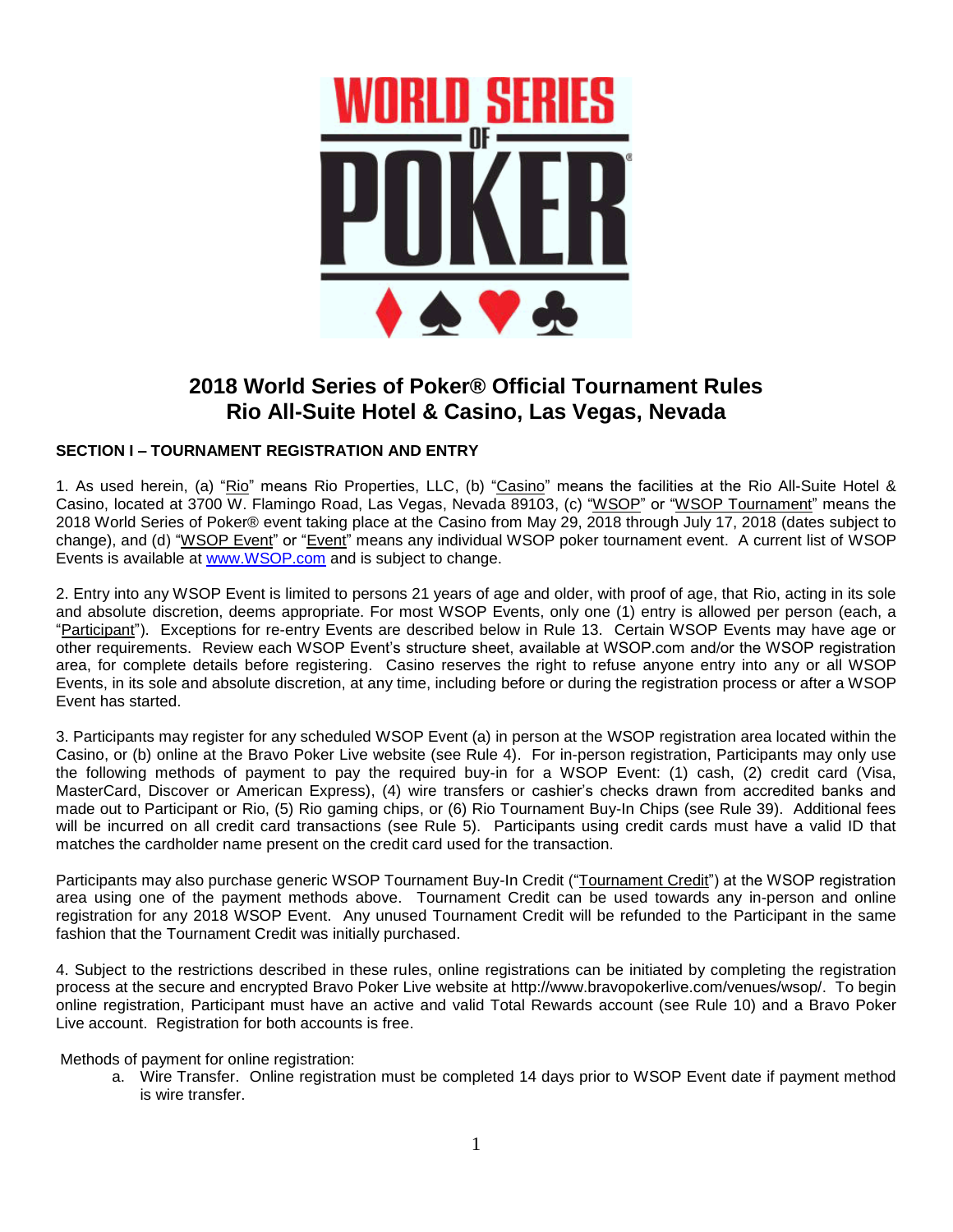# 2018 World Series of Poker® Official Tournament Rules
# Rio All-Suite Hotel & Casino, Las Vegas, Nevada

## SECTION I – TOURNAMENT REGISTRATION AND ENTRY

1. As used herein, (a) "Rio" means Rio Properties, LLC, (b) "Casino" means the facilities at the Rio All-Suite Hotel & Casino, located at 3700 W. Flamingo Road, Las Vegas, Nevada 89103, (c) "WSOP" or "WSOP Tournament" means the 2018 World Series of Poker® event taking place at the Casino from May 29, 2018 through July 17, 2018 (dates subject to change), and (d) "WSOP Event" or "Event" means any individual WSOP poker tournament event. A current list of WSOP Events is available at www.WSOP.com and is subject to change.

2. Entry into any WSOP Event is limited to persons 21 years of age and older, with proof of age, that Rio, acting in its sole and absolute discretion, deems appropriate. For most WSOP Events, only one (1) entry is allowed per person (each, a "Participant"). Exceptions for re-entry Events are described below in Rule 13. Certain WSOP Events may have age or other requirements. Review each WSOP Event's structure sheet, available at WSOP.com and/or the WSOP registration area, for complete details before registering. Casino reserves the right to refuse anyone entry into any or all WSOP Events, in its sole and absolute discretion, at any time, including before or during the registration process or after a WSOP Event has started.

3. Participants may register for any scheduled WSOP Event (a) in person at the WSOP registration area located within the Casino, or (b) online at the Bravo Poker Live website (see Rule 4). For in-person registration, Participants may only use the following methods of payment to pay the required buy-in for a WSOP Event: (1) cash, (2) credit card (Visa, MasterCard, Discover or American Express), (4) wire transfers or cashier's checks drawn from accredited banks and made out to Participant or Rio, (5) Rio gaming chips, or (6) Rio Tournament Buy-In Chips (see Rule 39). Additional fees will be incurred on all credit card transactions (see Rule 5). Participants using credit cards must have a valid ID that matches the cardholder name present on the credit card used for the transaction.

Participants may also purchase generic WSOP Tournament Buy-In Credit ("Tournament Credit") at the WSOP registration area using one of the payment methods above. Tournament Credit can be used towards any in-person and online registration for any 2018 WSOP Event. Any unused Tournament Credit will be refunded to the Participant in the same fashion that the Tournament Credit was initially purchased.

4. Subject to the restrictions described in these rules, online registrations can be initiated by completing the registration process at the secure and encrypted Bravo Poker Live website at http://www.bravopokerlive.com/venues/wsop/. To begin online registration, Participant must have an active and valid Total Rewards account (see Rule 10) and a Bravo Poker Live account. Registration for both accounts is free.

Methods of payment for online registration:

a. Wire Transfer. Online registration must be completed 14 days prior to WSOP Event date if payment method is wire transfer.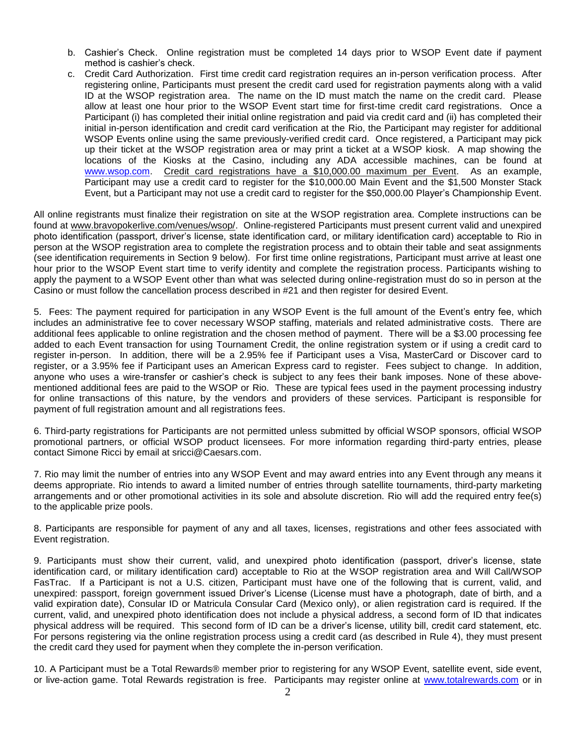b. Cashier's Check. Online registration must be completed 14 days prior to WSOP Event date if payment method is cashier's check.

c. Credit Card Authorization. First time credit card registration requires an in-person verification process. After registering online, Participants must present the credit card used for registration payments along with a valid ID at the WSOP registration area. The name on the ID must match the name on the credit card. Please allow at least one hour prior to the WSOP Event start time for first-time credit card registrations. Once a Participant (i) has completed their initial online registration and paid via credit card and (ii) has completed their initial in-person identification and credit card verification at the Rio, the Participant may register for additional WSOP Events online using the same previously-verified credit card. Once registered, a Participant may pick up their ticket at the WSOP registration area or may print a ticket at a WSOP kiosk. A map showing the locations of the Kiosks at the Casino, including any ADA accessible machines, can be found at www.wsop.com. <u>Credit card registrations have a $10,000.00 maximum per Event</u>. As an example, Participant may use a credit card to register for the $10,000.00 Main Event and the $1,500 Monster Stack Event, but a Participant may not use a credit card to register for the $50,000.00 Player's Championship Event.

All online registrants must finalize their registration on site at the WSOP registration area. Complete instructions can be found at www.bravopokerlive.com/venues/wsop/. Online-registered Participants must present current valid and unexpired photo identification (passport, driver's license, state identification card, or military identification card) acceptable to Rio in person at the WSOP registration area to complete the registration process and to obtain their table and seat assignments (see identification requirements in Section 9 below). For first time online registrations, Participant must arrive at least one hour prior to the WSOP Event start time to verify identity and complete the registration process. Participants wishing to apply the payment to a WSOP Event other than what was selected during online-registration must do so in person at the Casino or must follow the cancellation process described in #21 and then register for desired Event.

5. Fees: The payment required for participation in any WSOP Event is the full amount of the Event's entry fee, which includes an administrative fee to cover necessary WSOP staffing, materials and related administrative costs. There are additional fees applicable to online registration and the chosen method of payment. There will be a $3.00 processing fee added to each Event transaction for using Tournament Credit, the online registration system or if using a credit card to register in-person. In addition, there will be a 2.95% fee if Participant uses a Visa, MasterCard or Discover card to register, or a 3.95% fee if Participant uses an American Express card to register. Fees subject to change. In addition, anyone who uses a wire-transfer or cashier's check is subject to any fees their bank imposes. None of these above-mentioned additional fees are paid to the WSOP or Rio. These are typical fees used in the payment processing industry for online transactions of this nature, by the vendors and providers of these services. Participant is responsible for payment of full registration amount and all registrations fees.

6. Third-party registrations for Participants are not permitted unless submitted by official WSOP sponsors, official WSOP promotional partners, or official WSOP product licensees. For more information regarding third-party entries, please contact Simone Ricci by email at sricci@Caesars.com.

7. Rio may limit the number of entries into any WSOP Event and may award entries into any Event through any means it deems appropriate. Rio intends to award a limited number of entries through satellite tournaments, third-party marketing arrangements and or other promotional activities in its sole and absolute discretion. Rio will add the required entry fee(s) to the applicable prize pools.

8. Participants are responsible for payment of any and all taxes, licenses, registrations and other fees associated with Event registration.

9. Participants must show their current, valid, and unexpired photo identification (passport, driver's license, state identification card, or military identification card) acceptable to Rio at the WSOP registration area and Will Call/WSOP FasTrac. If a Participant is not a U.S. citizen, Participant must have one of the following that is current, valid, and unexpired: passport, foreign government issued Driver's License (License must have a photograph, date of birth, and a valid expiration date), Consular ID or Matricula Consular Card (Mexico only), or alien registration card is required. If the current, valid, and unexpired photo identification does not include a physical address, a second form of ID that indicates physical address will be required. This second form of ID can be a driver's license, utility bill, credit card statement, etc. For persons registering via the online registration process using a credit card (as described in Rule 4), they must present the credit card they used for payment when they complete the in-person verification.

10. A Participant must be a Total Rewards® member prior to registering for any WSOP Event, satellite event, side event, or live-action game. Total Rewards registration is free. Participants may register online at www.totalrewards.com or in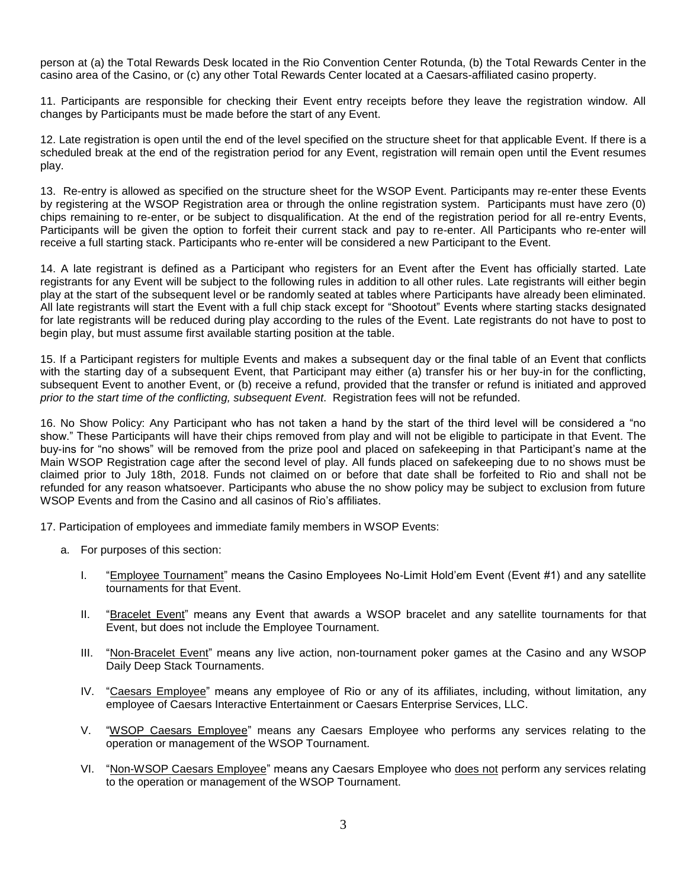person at (a) the Total Rewards Desk located in the Rio Convention Center Rotunda, (b) the Total Rewards Center in the casino area of the Casino, or (c) any other Total Rewards Center located at a Caesars-affiliated casino property.

11. Participants are responsible for checking their Event entry receipts before they leave the registration window. All changes by Participants must be made before the start of any Event.

12. Late registration is open until the end of the level specified on the structure sheet for that applicable Event. If there is a scheduled break at the end of the registration period for any Event, registration will remain open until the Event resumes play.

13. Re-entry is allowed as specified on the structure sheet for the WSOP Event. Participants may re-enter these Events by registering at the WSOP Registration area or through the online registration system. Participants must have zero (0) chips remaining to re-enter, or be subject to disqualification. At the end of the registration period for all re-entry Events, Participants will be given the option to forfeit their current stack and pay to re-enter. All Participants who re-enter will receive a full starting stack. Participants who re-enter will be considered a new Participant to the Event.

14. A late registrant is defined as a Participant who registers for an Event after the Event has officially started. Late registrants for any Event will be subject to the following rules in addition to all other rules. Late registrants will either begin play at the start of the subsequent level or be randomly seated at tables where Participants have already been eliminated. All late registrants will start the Event with a full chip stack except for "Shootout" Events where starting stacks designated for late registrants will be reduced during play according to the rules of the Event. Late registrants do not have to post to begin play, but must assume first available starting position at the table.

15. If a Participant registers for multiple Events and makes a subsequent day or the final table of an Event that conflicts with the starting day of a subsequent Event, that Participant may either (a) transfer his or her buy-in for the conflicting, subsequent Event to another Event, or (b) receive a refund, provided that the transfer or refund is initiated and approved *prior to the start time of the conflicting, subsequent Event*. Registration fees will not be refunded.

16. No Show Policy: Any Participant who has not taken a hand by the start of the third level will be considered a "no show." These Participants will have their chips removed from play and will not be eligible to participate in that Event. The buy-ins for "no shows" will be removed from the prize pool and placed on safekeeping in that Participant's name at the Main WSOP Registration cage after the second level of play. All funds placed on safekeeping due to no shows must be claimed prior to July 18th, 2018. Funds not claimed on or before that date shall be forfeited to Rio and shall not be refunded for any reason whatsoever. Participants who abuse the no show policy may be subject to exclusion from future WSOP Events and from the Casino and all casinos of Rio's affiliates.

17. Participation of employees and immediate family members in WSOP Events:

a. For purposes of this section:

   I. "Employee Tournament" means the Casino Employees No-Limit Hold'em Event (Event #1) and any satellite tournaments for that Event.

   II. "Bracelet Event" means any Event that awards a WSOP bracelet and any satellite tournaments for that Event, but does not include the Employee Tournament.

   III. "Non-Bracelet Event" means any live action, non-tournament poker games at the Casino and any WSOP Daily Deep Stack Tournaments.

   IV. "Caesars Employee" means any employee of Rio or any of its affiliates, including, without limitation, any employee of Caesars Interactive Entertainment or Caesars Enterprise Services, LLC.

   V. "WSOP Caesars Employee" means any Caesars Employee who performs any services relating to the operation or management of the WSOP Tournament.

   VI. "Non-WSOP Caesars Employee" means any Caesars Employee who does not perform any services relating to the operation or management of the WSOP Tournament.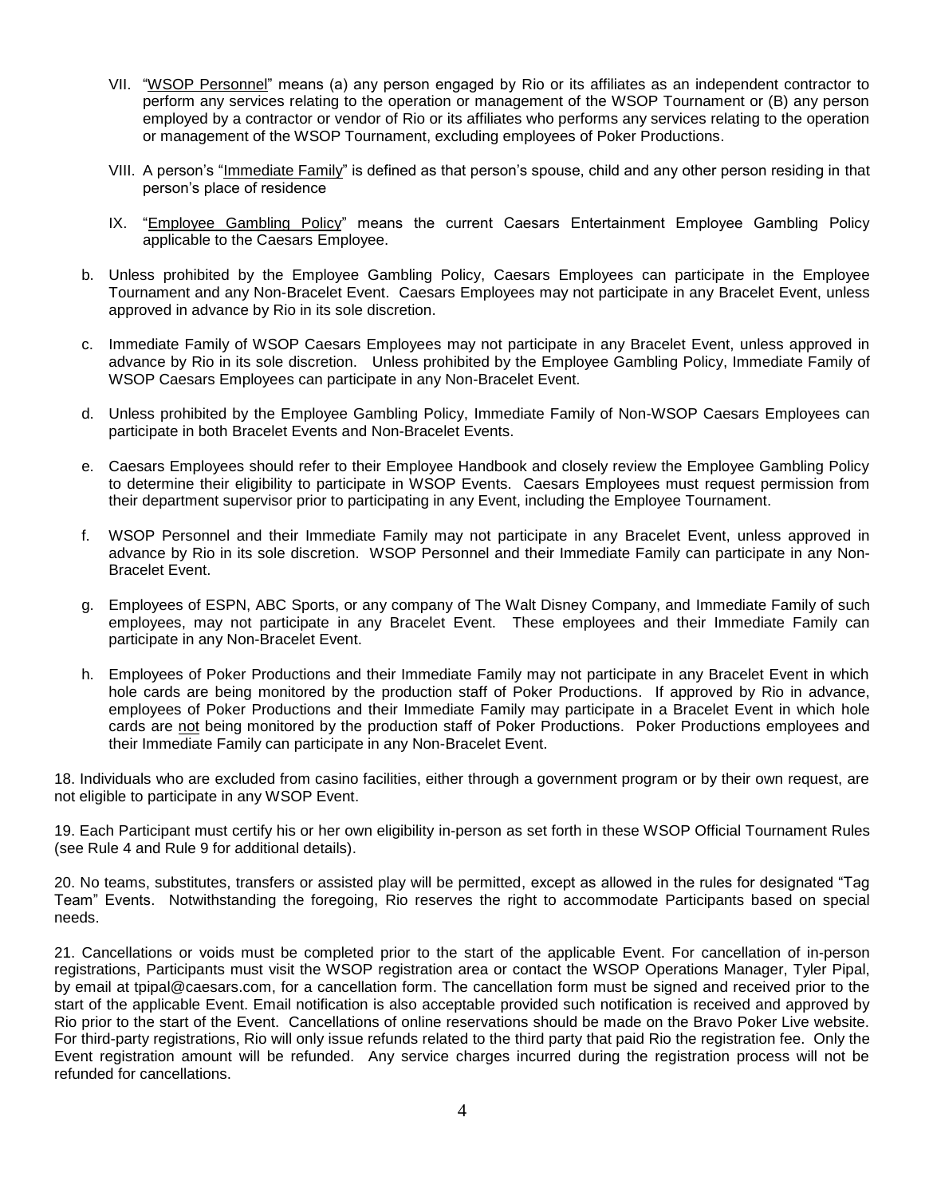VII. "<u>WSOP Personnel</u>" means (a) any person engaged by Rio or its affiliates as an independent contractor to perform any services relating to the operation or management of the WSOP Tournament or (B) any person employed by a contractor or vendor of Rio or its affiliates who performs any services relating to the operation or management of the WSOP Tournament, excluding employees of Poker Productions.

VIII. A person's "<u>Immediate Family</u>" is defined as that person's spouse, child and any other person residing in that person's place of residence

IX. "<u>Employee Gambling Policy</u>" means the current Caesars Entertainment Employee Gambling Policy applicable to the Caesars Employee.

b. Unless prohibited by the Employee Gambling Policy, Caesars Employees can participate in the Employee Tournament and any Non-Bracelet Event. Caesars Employees may not participate in any Bracelet Event, unless approved in advance by Rio in its sole discretion.

c. Immediate Family of WSOP Caesars Employees may not participate in any Bracelet Event, unless approved in advance by Rio in its sole discretion. Unless prohibited by the Employee Gambling Policy, Immediate Family of WSOP Caesars Employees can participate in any Non-Bracelet Event.

d. Unless prohibited by the Employee Gambling Policy, Immediate Family of Non-WSOP Caesars Employees can participate in both Bracelet Events and Non-Bracelet Events.

e. Caesars Employees should refer to their Employee Handbook and closely review the Employee Gambling Policy to determine their eligibility to participate in WSOP Events. Caesars Employees must request permission from their department supervisor prior to participating in any Event, including the Employee Tournament.

f. WSOP Personnel and their Immediate Family may not participate in any Bracelet Event, unless approved in advance by Rio in its sole discretion. WSOP Personnel and their Immediate Family can participate in any Non-Bracelet Event.

g. Employees of ESPN, ABC Sports, or any company of The Walt Disney Company, and Immediate Family of such employees, may not participate in any Bracelet Event. These employees and their Immediate Family can participate in any Non-Bracelet Event.

h. Employees of Poker Productions and their Immediate Family may not participate in any Bracelet Event in which hole cards are being monitored by the production staff of Poker Productions. If approved by Rio in advance, employees of Poker Productions and their Immediate Family may participate in a Bracelet Event in which hole cards are <u>not</u> being monitored by the production staff of Poker Productions. Poker Productions employees and their Immediate Family can participate in any Non-Bracelet Event.

18. Individuals who are excluded from casino facilities, either through a government program or by their own request, are not eligible to participate in any WSOP Event.

19. Each Participant must certify his or her own eligibility in-person as set forth in these WSOP Official Tournament Rules (see Rule 4 and Rule 9 for additional details).

20. No teams, substitutes, transfers or assisted play will be permitted, except as allowed in the rules for designated "Tag Team" Events. Notwithstanding the foregoing, Rio reserves the right to accommodate Participants based on special needs.

21. Cancellations or voids must be completed prior to the start of the applicable Event. For cancellation of in-person registrations, Participants must visit the WSOP registration area or contact the WSOP Operations Manager, Tyler Pipal, by email at tpipal@caesars.com, for a cancellation form. The cancellation form must be signed and received prior to the start of the applicable Event. Email notification is also acceptable provided such notification is received and approved by Rio prior to the start of the Event. Cancellations of online reservations should be made on the Bravo Poker Live website. For third-party registrations, Rio will only issue refunds related to the third party that paid Rio the registration fee. Only the Event registration amount will be refunded. Any service charges incurred during the registration process will not be refunded for cancellations.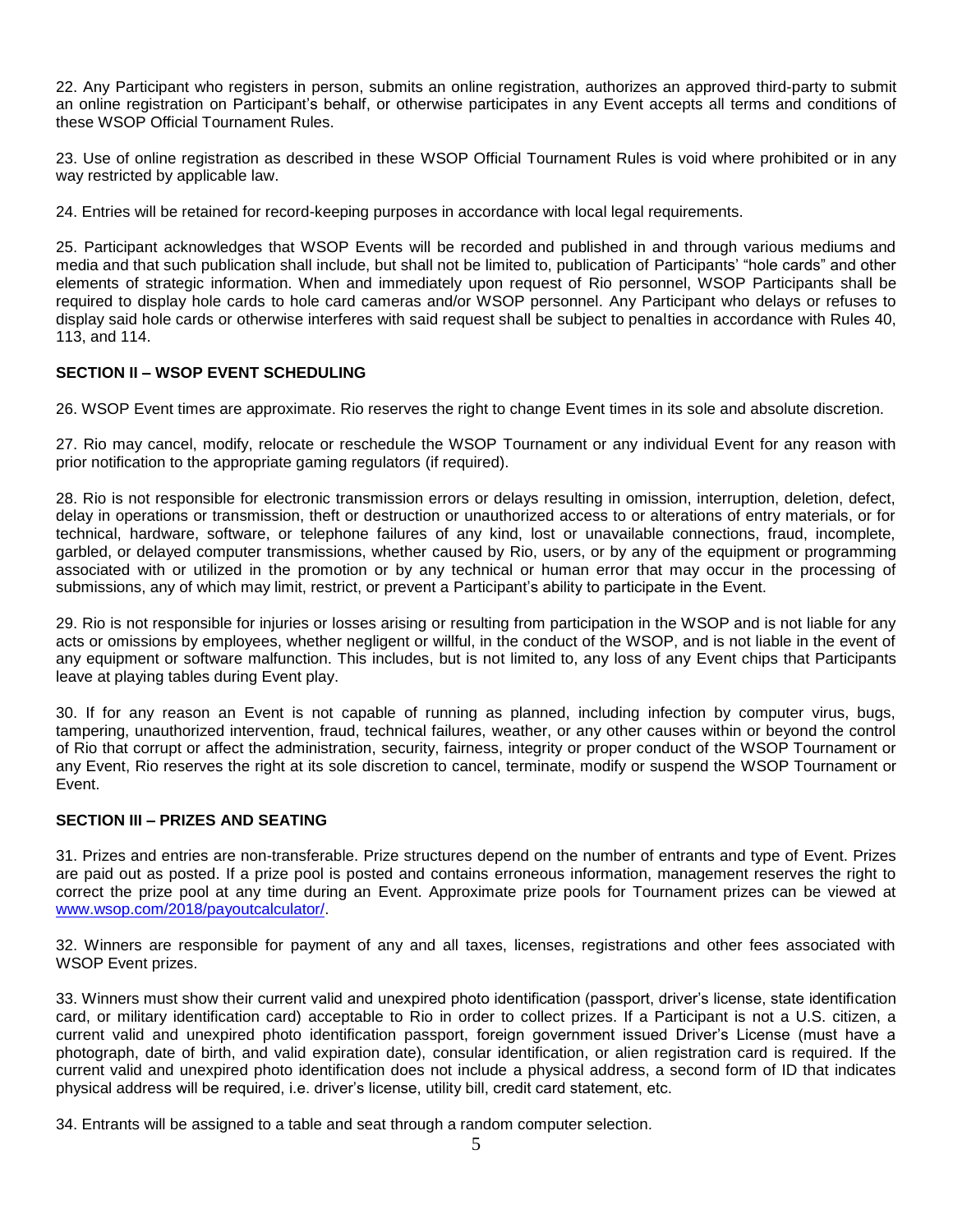22. Any Participant who registers in person, submits an online registration, authorizes an approved third-party to submit an online registration on Participant's behalf, or otherwise participates in any Event accepts all terms and conditions of these WSOP Official Tournament Rules.

23. Use of online registration as described in these WSOP Official Tournament Rules is void where prohibited or in any way restricted by applicable law.

24. Entries will be retained for record-keeping purposes in accordance with local legal requirements.

25. Participant acknowledges that WSOP Events will be recorded and published in and through various mediums and media and that such publication shall include, but shall not be limited to, publication of Participants' "hole cards" and other elements of strategic information. When and immediately upon request of Rio personnel, WSOP Participants shall be required to display hole cards to hole card cameras and/or WSOP personnel. Any Participant who delays or refuses to display said hole cards or otherwise interferes with said request shall be subject to penalties in accordance with Rules 40, 113, and 114.

## SECTION II – WSOP EVENT SCHEDULING

26. WSOP Event times are approximate. Rio reserves the right to change Event times in its sole and absolute discretion.

27. Rio may cancel, modify, relocate or reschedule the WSOP Tournament or any individual Event for any reason with prior notification to the appropriate gaming regulators (if required).

28. Rio is not responsible for electronic transmission errors or delays resulting in omission, interruption, deletion, defect, delay in operations or transmission, theft or destruction or unauthorized access to or alterations of entry materials, or for technical, hardware, software, or telephone failures of any kind, lost or unavailable connections, fraud, incomplete, garbled, or delayed computer transmissions, whether caused by Rio, users, or by any of the equipment or programming associated with or utilized in the promotion or by any technical or human error that may occur in the processing of submissions, any of which may limit, restrict, or prevent a Participant's ability to participate in the Event.

29. Rio is not responsible for injuries or losses arising or resulting from participation in the WSOP and is not liable for any acts or omissions by employees, whether negligent or willful, in the conduct of the WSOP, and is not liable in the event of any equipment or software malfunction. This includes, but is not limited to, any loss of any Event chips that Participants leave at playing tables during Event play.

30. If for any reason an Event is not capable of running as planned, including infection by computer virus, bugs, tampering, unauthorized intervention, fraud, technical failures, weather, or any other causes within or beyond the control of Rio that corrupt or affect the administration, security, fairness, integrity or proper conduct of the WSOP Tournament or any Event, Rio reserves the right at its sole discretion to cancel, terminate, modify or suspend the WSOP Tournament or Event.

## SECTION III – PRIZES AND SEATING

31. Prizes and entries are non-transferable. Prize structures depend on the number of entrants and type of Event. Prizes are paid out as posted. If a prize pool is posted and contains erroneous information, management reserves the right to correct the prize pool at any time during an Event. Approximate prize pools for Tournament prizes can be viewed at [www.wsop.com/2018/payoutcalculator/](www.wsop.com/2018/payoutcalculator/).

32. Winners are responsible for payment of any and all taxes, licenses, registrations and other fees associated with WSOP Event prizes.

33. Winners must show their current valid and unexpired photo identification (passport, driver's license, state identification card, or military identification card) acceptable to Rio in order to collect prizes. If a Participant is not a U.S. citizen, a current valid and unexpired photo identification passport, foreign government issued Driver's License (must have a photograph, date of birth, and valid expiration date), consular identification, or alien registration card is required. If the current valid and unexpired photo identification does not include a physical address, a second form of ID that indicates physical address will be required, i.e. driver's license, utility bill, credit card statement, etc.

34. Entrants will be assigned to a table and seat through a random computer selection.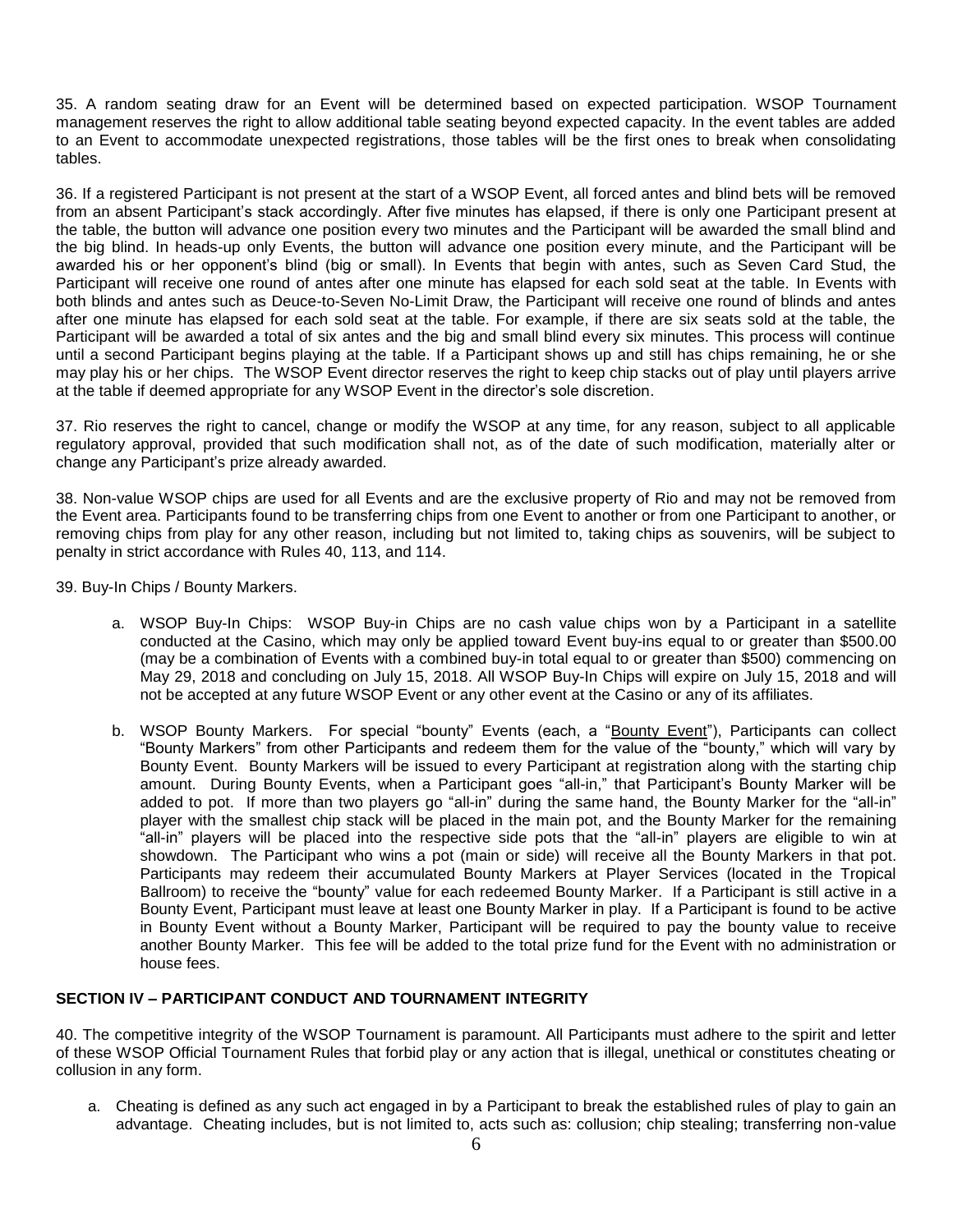35. A random seating draw for an Event will be determined based on expected participation. WSOP Tournament management reserves the right to allow additional table seating beyond expected capacity. In the event tables are added to an Event to accommodate unexpected registrations, those tables will be the first ones to break when consolidating tables.

36. If a registered Participant is not present at the start of a WSOP Event, all forced antes and blind bets will be removed from an absent Participant's stack accordingly. After five minutes has elapsed, if there is only one Participant present at the table, the button will advance one position every two minutes and the Participant will be awarded the small blind and the big blind. In heads-up only Events, the button will advance one position every minute, and the Participant will be awarded his or her opponent's blind (big or small). In Events that begin with antes, such as Seven Card Stud, the Participant will receive one round of antes after one minute has elapsed for each sold seat at the table. In Events with both blinds and antes such as Deuce-to-Seven No-Limit Draw, the Participant will receive one round of blinds and antes after one minute has elapsed for each sold seat at the table. For example, if there are six seats sold at the table, the Participant will be awarded a total of six antes and the big and small blind every six minutes. This process will continue until a second Participant begins playing at the table. If a Participant shows up and still has chips remaining, he or she may play his or her chips. The WSOP Event director reserves the right to keep chip stacks out of play until players arrive at the table if deemed appropriate for any WSOP Event in the director's sole discretion.

37. Rio reserves the right to cancel, change or modify the WSOP at any time, for any reason, subject to all applicable regulatory approval, provided that such modification shall not, as of the date of such modification, materially alter or change any Participant's prize already awarded.

38. Non-value WSOP chips are used for all Events and are the exclusive property of Rio and may not be removed from the Event area. Participants found to be transferring chips from one Event to another or from one Participant to another, or removing chips from play for any other reason, including but not limited to, taking chips as souvenirs, will be subject to penalty in strict accordance with Rules 40, 113, and 114.

39. Buy-In Chips / Bounty Markers.

a. WSOP Buy-In Chips: WSOP Buy-in Chips are no cash value chips won by a Participant in a satellite conducted at the Casino, which may only be applied toward Event buy-ins equal to or greater than $500.00 (may be a combination of Events with a combined buy-in total equal to or greater than $500) commencing on May 29, 2018 and concluding on July 15, 2018. All WSOP Buy-In Chips will expire on July 15, 2018 and will not be accepted at any future WSOP Event or any other event at the Casino or any of its affiliates.

b. WSOP Bounty Markers. For special "bounty" Events (each, a "Bounty Event"), Participants can collect "Bounty Markers" from other Participants and redeem them for the value of the "bounty," which will vary by Bounty Event. Bounty Markers will be issued to every Participant at registration along with the starting chip amount. During Bounty Events, when a Participant goes "all-in," that Participant's Bounty Marker will be added to pot. If more than two players go "all-in" during the same hand, the Bounty Marker for the "all-in" player with the smallest chip stack will be placed in the main pot, and the Bounty Marker for the remaining "all-in" players will be placed into the respective side pots that the "all-in" players are eligible to win at showdown. The Participant who wins a pot (main or side) will receive all the Bounty Markers in that pot. Participants may redeem their accumulated Bounty Markers at Player Services (located in the Tropical Ballroom) to receive the "bounty" value for each redeemed Bounty Marker. If a Participant is still active in a Bounty Event, Participant must leave at least one Bounty Marker in play. If a Participant is found to be active in Bounty Event without a Bounty Marker, Participant will be required to pay the bounty value to receive another Bounty Marker. This fee will be added to the total prize fund for the Event with no administration or house fees.

## SECTION IV – PARTICIPANT CONDUCT AND TOURNAMENT INTEGRITY

40. The competitive integrity of the WSOP Tournament is paramount. All Participants must adhere to the spirit and letter of these WSOP Official Tournament Rules that forbid play or any action that is illegal, unethical or constitutes cheating or collusion in any form.

a. Cheating is defined as any such act engaged in by a Participant to break the established rules of play to gain an advantage. Cheating includes, but is not limited to, acts such as: collusion; chip stealing; transferring non-value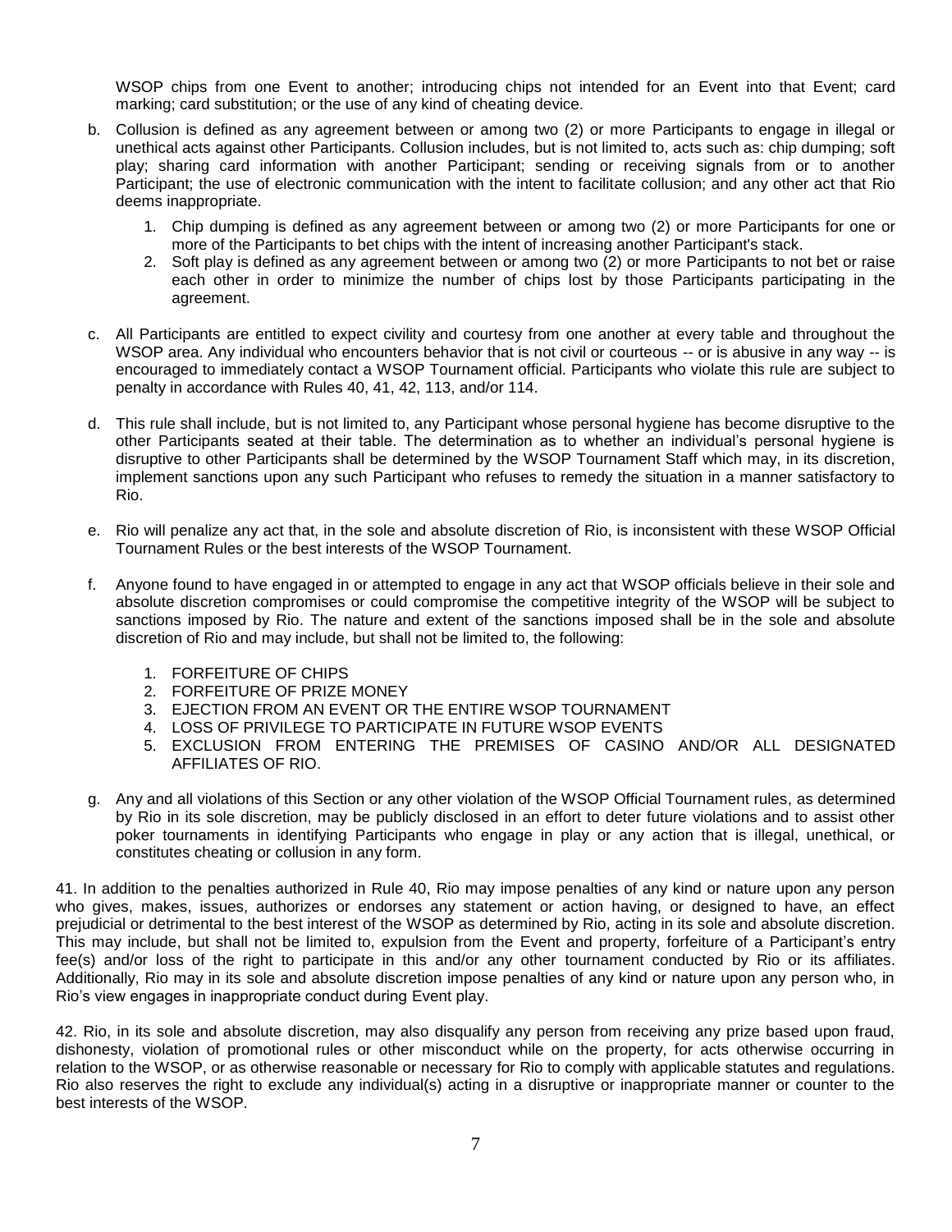WSOP chips from one Event to another; introducing chips not intended for an Event into that Event; card marking; card substitution; or the use of any kind of cheating device.

b. Collusion is defined as any agreement between or among two (2) or more Participants to engage in illegal or unethical acts against other Participants. Collusion includes, but is not limited to, acts such as: chip dumping; soft play; sharing card information with another Participant; sending or receiving signals from or to another Participant; the use of electronic communication with the intent to facilitate collusion; and any other act that Rio deems inappropriate.

   1. Chip dumping is defined as any agreement between or among two (2) or more Participants for one or more of the Participants to bet chips with the intent of increasing another Participant's stack.
   2. Soft play is defined as any agreement between or among two (2) or more Participants to not bet or raise each other in order to minimize the number of chips lost by those Participants participating in the agreement.

c. All Participants are entitled to expect civility and courtesy from one another at every table and throughout the WSOP area. Any individual who encounters behavior that is not civil or courteous -- or is abusive in any way -- is encouraged to immediately contact a WSOP Tournament official. Participants who violate this rule are subject to penalty in accordance with Rules 40, 41, 42, 113, and/or 114.

d. This rule shall include, but is not limited to, any Participant whose personal hygiene has become disruptive to the other Participants seated at their table. The determination as to whether an individual's personal hygiene is disruptive to other Participants shall be determined by the WSOP Tournament Staff which may, in its discretion, implement sanctions upon any such Participant who refuses to remedy the situation in a manner satisfactory to Rio.

e. Rio will penalize any act that, in the sole and absolute discretion of Rio, is inconsistent with these WSOP Official Tournament Rules or the best interests of the WSOP Tournament.

f. Anyone found to have engaged in or attempted to engage in any act that WSOP officials believe in their sole and absolute discretion compromises or could compromise the competitive integrity of the WSOP will be subject to sanctions imposed by Rio. The nature and extent of the sanctions imposed shall be in the sole and absolute discretion of Rio and may include, but shall not be limited to, the following:

   1. FORFEITURE OF CHIPS
   2. FORFEITURE OF PRIZE MONEY
   3. EJECTION FROM AN EVENT OR THE ENTIRE WSOP TOURNAMENT
   4. LOSS OF PRIVILEGE TO PARTICIPATE IN FUTURE WSOP EVENTS
   5. EXCLUSION FROM ENTERING THE PREMISES OF CASINO AND/OR ALL DESIGNATED AFFILIATES OF RIO.

g. Any and all violations of this Section or any other violation of the WSOP Official Tournament rules, as determined by Rio in its sole discretion, may be publicly disclosed in an effort to deter future violations and to assist other poker tournaments in identifying Participants who engage in play or any action that is illegal, unethical, or constitutes cheating or collusion in any form.

41. In addition to the penalties authorized in Rule 40, Rio may impose penalties of any kind or nature upon any person who gives, makes, issues, authorizes or endorses any statement or action having, or designed to have, an effect prejudicial or detrimental to the best interest of the WSOP as determined by Rio, acting in its sole and absolute discretion. This may include, but shall not be limited to, expulsion from the Event and property, forfeiture of a Participant's entry fee(s) and/or loss of the right to participate in this and/or any other tournament conducted by Rio or its affiliates. Additionally, Rio may in its sole and absolute discretion impose penalties of any kind or nature upon any person who, in Rio's view engages in inappropriate conduct during Event play.

42. Rio, in its sole and absolute discretion, may also disqualify any person from receiving any prize based upon fraud, dishonesty, violation of promotional rules or other misconduct while on the property, for acts otherwise occurring in relation to the WSOP, or as otherwise reasonable or necessary for Rio to comply with applicable statutes and regulations. Rio also reserves the right to exclude any individual(s) acting in a disruptive or inappropriate manner or counter to the best interests of the WSOP.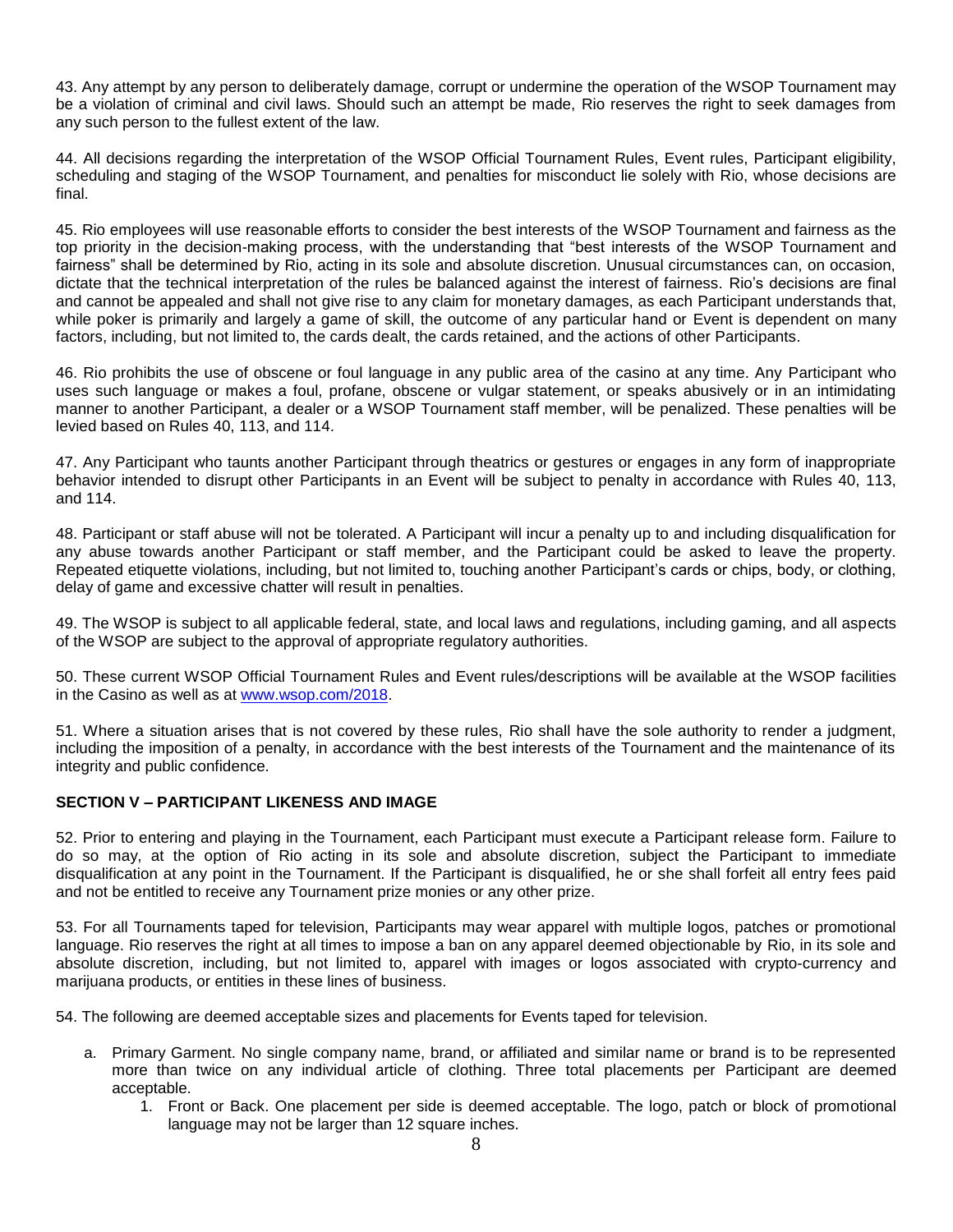43. Any attempt by any person to deliberately damage, corrupt or undermine the operation of the WSOP Tournament may be a violation of criminal and civil laws. Should such an attempt be made, Rio reserves the right to seek damages from any such person to the fullest extent of the law.

44. All decisions regarding the interpretation of the WSOP Official Tournament Rules, Event rules, Participant eligibility, scheduling and staging of the WSOP Tournament, and penalties for misconduct lie solely with Rio, whose decisions are final.

45. Rio employees will use reasonable efforts to consider the best interests of the WSOP Tournament and fairness as the top priority in the decision-making process, with the understanding that "best interests of the WSOP Tournament and fairness" shall be determined by Rio, acting in its sole and absolute discretion. Unusual circumstances can, on occasion, dictate that the technical interpretation of the rules be balanced against the interest of fairness. Rio's decisions are final and cannot be appealed and shall not give rise to any claim for monetary damages, as each Participant understands that, while poker is primarily and largely a game of skill, the outcome of any particular hand or Event is dependent on many factors, including, but not limited to, the cards dealt, the cards retained, and the actions of other Participants.

46. Rio prohibits the use of obscene or foul language in any public area of the casino at any time. Any Participant who uses such language or makes a foul, profane, obscene or vulgar statement, or speaks abusively or in an intimidating manner to another Participant, a dealer or a WSOP Tournament staff member, will be penalized. These penalties will be levied based on Rules 40, 113, and 114.

47. Any Participant who taunts another Participant through theatrics or gestures or engages in any form of inappropriate behavior intended to disrupt other Participants in an Event will be subject to penalty in accordance with Rules 40, 113, and 114.

48. Participant or staff abuse will not be tolerated. A Participant will incur a penalty up to and including disqualification for any abuse towards another Participant or staff member, and the Participant could be asked to leave the property. Repeated etiquette violations, including, but not limited to, touching another Participant's cards or chips, body, or clothing, delay of game and excessive chatter will result in penalties.

49. The WSOP is subject to all applicable federal, state, and local laws and regulations, including gaming, and all aspects of the WSOP are subject to the approval of appropriate regulatory authorities.

50. These current WSOP Official Tournament Rules and Event rules/descriptions will be available at the WSOP facilities in the Casino as well as at www.wsop.com/2018.

51. Where a situation arises that is not covered by these rules, Rio shall have the sole authority to render a judgment, including the imposition of a penalty, in accordance with the best interests of the Tournament and the maintenance of its integrity and public confidence.

**SECTION V – PARTICIPANT LIKENESS AND IMAGE**

52. Prior to entering and playing in the Tournament, each Participant must execute a Participant release form. Failure to do so may, at the option of Rio acting in its sole and absolute discretion, subject the Participant to immediate disqualification at any point in the Tournament. If the Participant is disqualified, he or she shall forfeit all entry fees paid and not be entitled to receive any Tournament prize monies or any other prize.

53. For all Tournaments taped for television, Participants may wear apparel with multiple logos, patches or promotional language. Rio reserves the right at all times to impose a ban on any apparel deemed objectionable by Rio, in its sole and absolute discretion, including, but not limited to, apparel with images or logos associated with crypto-currency and marijuana products, or entities in these lines of business.

54. The following are deemed acceptable sizes and placements for Events taped for television.

a. Primary Garment. No single company name, brand, or affiliated and similar name or brand is to be represented more than twice on any individual article of clothing. Three total placements per Participant are deemed acceptable.
    1. Front or Back. One placement per side is deemed acceptable. The logo, patch or block of promotional language may not be larger than 12 square inches.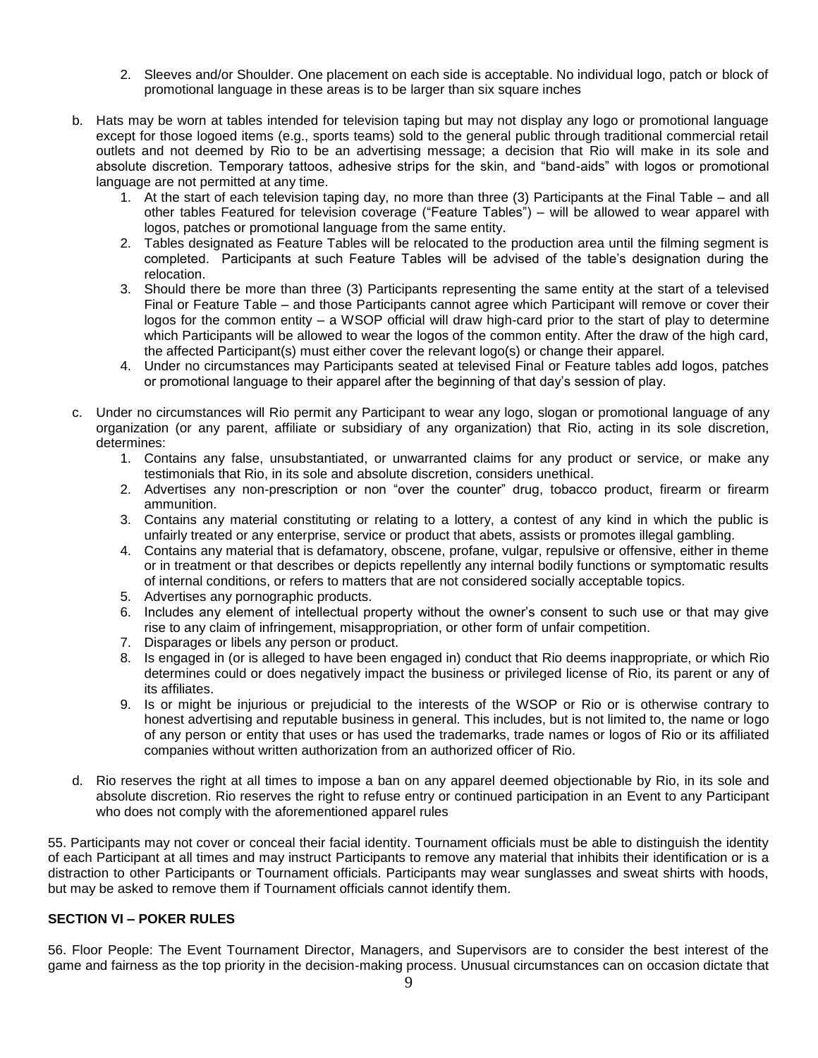2. Sleeves and/or Shoulder. One placement on each side is acceptable. No individual logo, patch or block of promotional language in these areas is to be larger than six square inches

b. Hats may be worn at tables intended for television taping but may not display any logo or promotional language except for those logoed items (e.g., sports teams) sold to the general public through traditional commercial retail outlets and not deemed by Rio to be an advertising message; a decision that Rio will make in its sole and absolute discretion. Temporary tattoos, adhesive strips for the skin, and "band-aids" with logos or promotional language are not permitted at any time.
   1. At the start of each television taping day, no more than three (3) Participants at the Final Table – and all other tables Featured for television coverage ("Feature Tables") – will be allowed to wear apparel with logos, patches or promotional language from the same entity.
   2. Tables designated as Feature Tables will be relocated to the production area until the filming segment is completed. Participants at such Feature Tables will be advised of the table's designation during the relocation.
   3. Should there be more than three (3) Participants representing the same entity at the start of a televised Final or Feature Table – and those Participants cannot agree which Participant will remove or cover their logos for the common entity – a WSOP official will draw high-card prior to the start of play to determine which Participants will be allowed to wear the logos of the common entity. After the draw of the high card, the affected Participant(s) must either cover the relevant logo(s) or change their apparel.
   4. Under no circumstances may Participants seated at televised Final or Feature tables add logos, patches or promotional language to their apparel after the beginning of that day's session of play.

c. Under no circumstances will Rio permit any Participant to wear any logo, slogan or promotional language of any organization (or any parent, affiliate or subsidiary of any organization) that Rio, acting in its sole discretion, determines:
   1. Contains any false, unsubstantiated, or unwarranted claims for any product or service, or make any testimonials that Rio, in its sole and absolute discretion, considers unethical.
   2. Advertises any non-prescription or non "over the counter" drug, tobacco product, firearm or firearm ammunition.
   3. Contains any material constituting or relating to a lottery, a contest of any kind in which the public is unfairly treated or any enterprise, service or product that abets, assists or promotes illegal gambling.
   4. Contains any material that is defamatory, obscene, profane, vulgar, repulsive or offensive, either in theme or in treatment or that describes or depicts repellently any internal bodily functions or symptomatic results of internal conditions, or refers to matters that are not considered socially acceptable topics.
   5. Advertises any pornographic products.
   6. Includes any element of intellectual property without the owner's consent to such use or that may give rise to any claim of infringement, misappropriation, or other form of unfair competition.
   7. Disparages or libels any person or product.
   8. Is engaged in (or is alleged to have been engaged in) conduct that Rio deems inappropriate, or which Rio determines could or does negatively impact the business or privileged license of Rio, its parent or any of its affiliates.
   9. Is or might be injurious or prejudicial to the interests of the WSOP or Rio or is otherwise contrary to honest advertising and reputable business in general. This includes, but is not limited to, the name or logo of any person or entity that uses or has used the trademarks, trade names or logos of Rio or its affiliated companies without written authorization from an authorized officer of Rio.

d. Rio reserves the right at all times to impose a ban on any apparel deemed objectionable by Rio, in its sole and absolute discretion. Rio reserves the right to refuse entry or continued participation in an Event to any Participant who does not comply with the aforementioned apparel rules

55. Participants may not cover or conceal their facial identity. Tournament officials must be able to distinguish the identity of each Participant at all times and may instruct Participants to remove any material that inhibits their identification or is a distraction to other Participants or Tournament officials. Participants may wear sunglasses and sweat shirts with hoods, but may be asked to remove them if Tournament officials cannot identify them.

## SECTION VI – POKER RULES

56. Floor People: The Event Tournament Director, Managers, and Supervisors are to consider the best interest of the game and fairness as the top priority in the decision-making process. Unusual circumstances can on occasion dictate that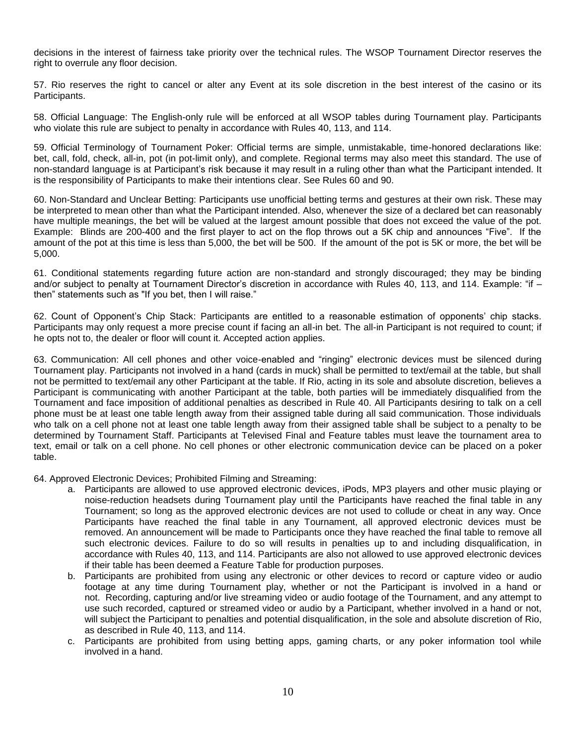decisions in the interest of fairness take priority over the technical rules. The WSOP Tournament Director reserves the right to overrule any floor decision.

57. Rio reserves the right to cancel or alter any Event at its sole discretion in the best interest of the casino or its Participants.

58. Official Language: The English-only rule will be enforced at all WSOP tables during Tournament play. Participants who violate this rule are subject to penalty in accordance with Rules 40, 113, and 114.

59. Official Terminology of Tournament Poker: Official terms are simple, unmistakable, time-honored declarations like: bet, call, fold, check, all-in, pot (in pot-limit only), and complete. Regional terms may also meet this standard. The use of non-standard language is at Participant's risk because it may result in a ruling other than what the Participant intended. It is the responsibility of Participants to make their intentions clear. See Rules 60 and 90.

60. Non-Standard and Unclear Betting: Participants use unofficial betting terms and gestures at their own risk. These may be interpreted to mean other than what the Participant intended. Also, whenever the size of a declared bet can reasonably have multiple meanings, the bet will be valued at the largest amount possible that does not exceed the value of the pot. Example: Blinds are 200-400 and the first player to act on the flop throws out a 5K chip and announces "Five". If the amount of the pot at this time is less than 5,000, the bet will be 500. If the amount of the pot is 5K or more, the bet will be 5,000.

61. Conditional statements regarding future action are non-standard and strongly discouraged; they may be binding and/or subject to penalty at Tournament Director's discretion in accordance with Rules 40, 113, and 114. Example: "if – then" statements such as "If you bet, then I will raise."

62. Count of Opponent's Chip Stack: Participants are entitled to a reasonable estimation of opponents' chip stacks. Participants may only request a more precise count if facing an all-in bet. The all-in Participant is not required to count; if he opts not to, the dealer or floor will count it. Accepted action applies.

63. Communication: All cell phones and other voice-enabled and "ringing" electronic devices must be silenced during Tournament play. Participants not involved in a hand (cards in muck) shall be permitted to text/email at the table, but shall not be permitted to text/email any other Participant at the table. If Rio, acting in its sole and absolute discretion, believes a Participant is communicating with another Participant at the table, both parties will be immediately disqualified from the Tournament and face imposition of additional penalties as described in Rule 40. All Participants desiring to talk on a cell phone must be at least one table length away from their assigned table during all said communication. Those individuals who talk on a cell phone not at least one table length away from their assigned table shall be subject to a penalty to be determined by Tournament Staff. Participants at Televised Final and Feature tables must leave the tournament area to text, email or talk on a cell phone. No cell phones or other electronic communication device can be placed on a poker table.

64. Approved Electronic Devices; Prohibited Filming and Streaming:

a. Participants are allowed to use approved electronic devices, iPods, MP3 players and other music playing or noise-reduction headsets during Tournament play until the Participants have reached the final table in any Tournament; so long as the approved electronic devices are not used to collude or cheat in any way. Once Participants have reached the final table in any Tournament, all approved electronic devices must be removed. An announcement will be made to Participants once they have reached the final table to remove all such electronic devices. Failure to do so will results in penalties up to and including disqualification, in accordance with Rules 40, 113, and 114. Participants are also not allowed to use approved electronic devices if their table has been deemed a Feature Table for production purposes.

b. Participants are prohibited from using any electronic or other devices to record or capture video or audio footage at any time during Tournament play, whether or not the Participant is involved in a hand or not. Recording, capturing and/or live streaming video or audio footage of the Tournament, and any attempt to use such recorded, captured or streamed video or audio by a Participant, whether involved in a hand or not, will subject the Participant to penalties and potential disqualification, in the sole and absolute discretion of Rio, as described in Rule 40, 113, and 114.

c. Participants are prohibited from using betting apps, gaming charts, or any poker information tool while involved in a hand.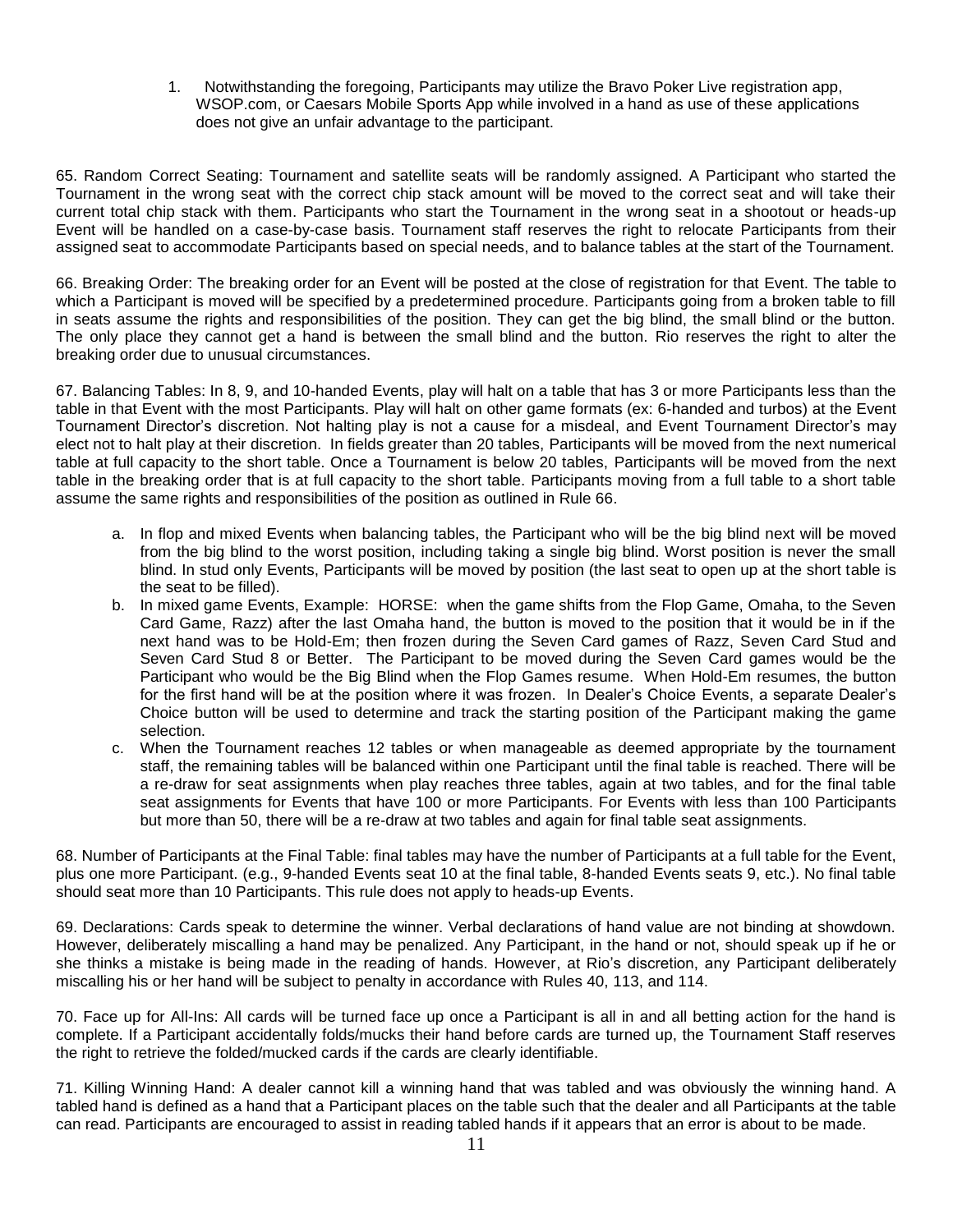1. Notwithstanding the foregoing, Participants may utilize the Bravo Poker Live registration app, WSOP.com, or Caesars Mobile Sports App while involved in a hand as use of these applications does not give an unfair advantage to the participant.

65. Random Correct Seating: Tournament and satellite seats will be randomly assigned. A Participant who started the Tournament in the wrong seat with the correct chip stack amount will be moved to the correct seat and will take their current total chip stack with them. Participants who start the Tournament in the wrong seat in a shootout or heads-up Event will be handled on a case-by-case basis. Tournament staff reserves the right to relocate Participants from their assigned seat to accommodate Participants based on special needs, and to balance tables at the start of the Tournament.

66. Breaking Order: The breaking order for an Event will be posted at the close of registration for that Event. The table to which a Participant is moved will be specified by a predetermined procedure. Participants going from a broken table to fill in seats assume the rights and responsibilities of the position. They can get the big blind, the small blind or the button. The only place they cannot get a hand is between the small blind and the button. Rio reserves the right to alter the breaking order due to unusual circumstances.

67. Balancing Tables: In 8, 9, and 10-handed Events, play will halt on a table that has 3 or more Participants less than the table in that Event with the most Participants. Play will halt on other game formats (ex: 6-handed and turbos) at the Event Tournament Director's discretion. Not halting play is not a cause for a misdeal, and Event Tournament Director's may elect not to halt play at their discretion. In fields greater than 20 tables, Participants will be moved from the next numerical table at full capacity to the short table. Once a Tournament is below 20 tables, Participants will be moved from the next table in the breaking order that is at full capacity to the short table. Participants moving from a full table to a short table assume the same rights and responsibilities of the position as outlined in Rule 66.

a. In flop and mixed Events when balancing tables, the Participant who will be the big blind next will be moved from the big blind to the worst position, including taking a single big blind. Worst position is never the small blind. In stud only Events, Participants will be moved by position (the last seat to open up at the short table is the seat to be filled).

b. In mixed game Events, Example: HORSE: when the game shifts from the Flop Game, Omaha, to the Seven Card Game, Razz) after the last Omaha hand, the button is moved to the position that it would be in if the next hand was to be Hold-Em; then frozen during the Seven Card games of Razz, Seven Card Stud and Seven Card Stud 8 or Better. The Participant to be moved during the Seven Card games would be the Participant who would be the Big Blind when the Flop Games resume. When Hold-Em resumes, the button for the first hand will be at the position where it was frozen. In Dealer's Choice Events, a separate Dealer's Choice button will be used to determine and track the starting position of the Participant making the game selection.

c. When the Tournament reaches 12 tables or when manageable as deemed appropriate by the tournament staff, the remaining tables will be balanced within one Participant until the final table is reached. There will be a re-draw for seat assignments when play reaches three tables, again at two tables, and for the final table seat assignments for Events that have 100 or more Participants. For Events with less than 100 Participants but more than 50, there will be a re-draw at two tables and again for final table seat assignments.

68. Number of Participants at the Final Table: final tables may have the number of Participants at a full table for the Event, plus one more Participant. (e.g., 9-handed Events seat 10 at the final table, 8-handed Events seats 9, etc.). No final table should seat more than 10 Participants. This rule does not apply to heads-up Events.

69. Declarations: Cards speak to determine the winner. Verbal declarations of hand value are not binding at showdown. However, deliberately miscalling a hand may be penalized. Any Participant, in the hand or not, should speak up if he or she thinks a mistake is being made in the reading of hands. However, at Rio's discretion, any Participant deliberately miscalling his or her hand will be subject to penalty in accordance with Rules 40, 113, and 114.

70. Face up for All-Ins: All cards will be turned face up once a Participant is all in and all betting action for the hand is complete. If a Participant accidentally folds/mucks their hand before cards are turned up, the Tournament Staff reserves the right to retrieve the folded/mucked cards if the cards are clearly identifiable.

71. Killing Winning Hand: A dealer cannot kill a winning hand that was tabled and was obviously the winning hand. A tabled hand is defined as a hand that a Participant places on the table such that the dealer and all Participants at the table can read. Participants are encouraged to assist in reading tabled hands if it appears that an error is about to be made.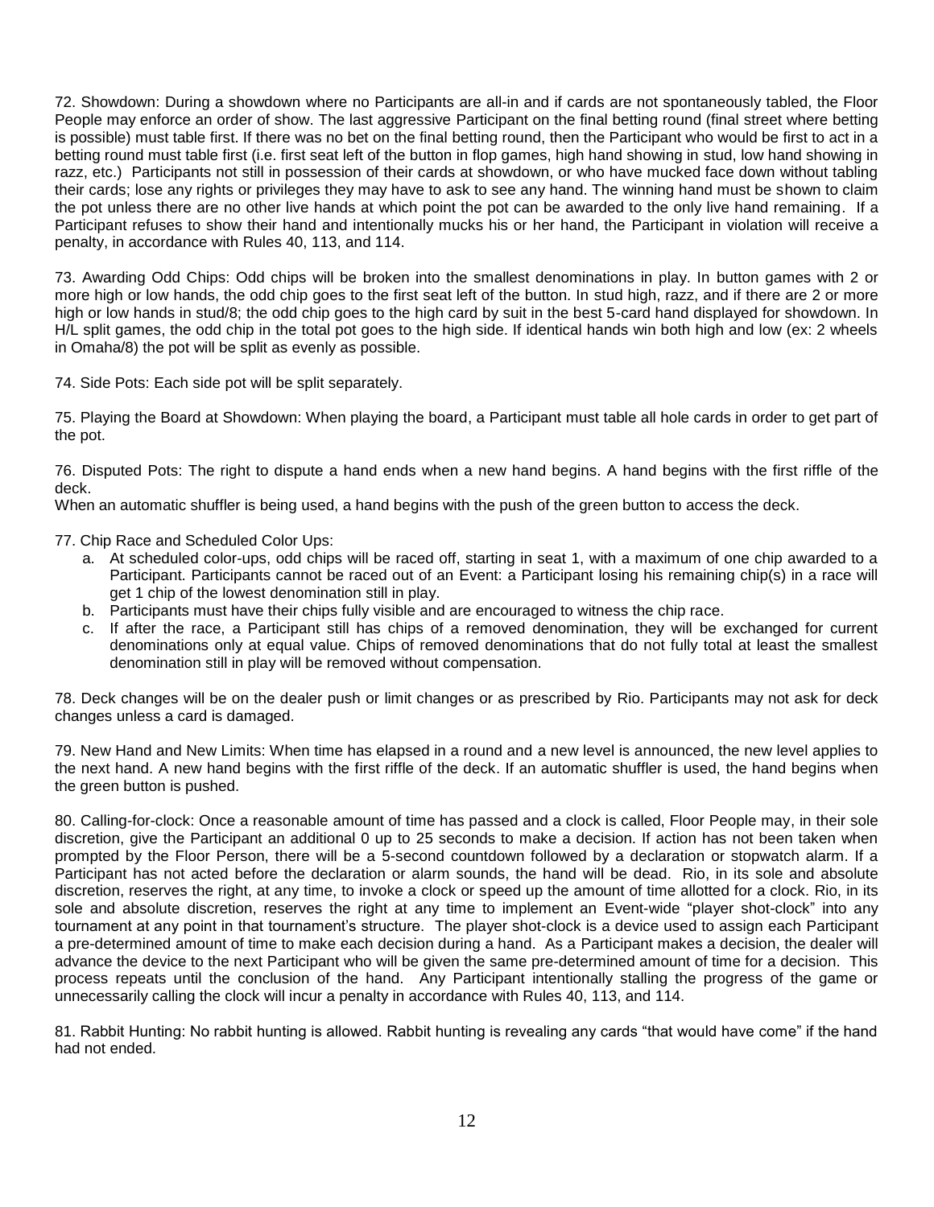72. Showdown: During a showdown where no Participants are all-in and if cards are not spontaneously tabled, the Floor People may enforce an order of show. The last aggressive Participant on the final betting round (final street where betting is possible) must table first. If there was no bet on the final betting round, then the Participant who would be first to act in a betting round must table first (i.e. first seat left of the button in flop games, high hand showing in stud, low hand showing in razz, etc.) Participants not still in possession of their cards at showdown, or who have mucked face down without tabling their cards; lose any rights or privileges they may have to ask to see any hand. The winning hand must be shown to claim the pot unless there are no other live hands at which point the pot can be awarded to the only live hand remaining. If a Participant refuses to show their hand and intentionally mucks his or her hand, the Participant in violation will receive a penalty, in accordance with Rules 40, 113, and 114.

73. Awarding Odd Chips: Odd chips will be broken into the smallest denominations in play. In button games with 2 or more high or low hands, the odd chip goes to the first seat left of the button. In stud high, razz, and if there are 2 or more high or low hands in stud/8; the odd chip goes to the high card by suit in the best 5-card hand displayed for showdown. In H/L split games, the odd chip in the total pot goes to the high side. If identical hands win both high and low (ex: 2 wheels in Omaha/8) the pot will be split as evenly as possible.

74. Side Pots: Each side pot will be split separately.

75. Playing the Board at Showdown: When playing the board, a Participant must table all hole cards in order to get part of the pot.

76. Disputed Pots: The right to dispute a hand ends when a new hand begins. A hand begins with the first riffle of the deck.
When an automatic shuffler is being used, a hand begins with the push of the green button to access the deck.

77. Chip Race and Scheduled Color Ups:

a. At scheduled color-ups, odd chips will be raced off, starting in seat 1, with a maximum of one chip awarded to a Participant. Participants cannot be raced out of an Event: a Participant losing his remaining chip(s) in a race will get 1 chip of the lowest denomination still in play.
b. Participants must have their chips fully visible and are encouraged to witness the chip race.
c. If after the race, a Participant still has chips of a removed denomination, they will be exchanged for current denominations only at equal value. Chips of removed denominations that do not fully total at least the smallest denomination still in play will be removed without compensation.

78. Deck changes will be on the dealer push or limit changes or as prescribed by Rio. Participants may not ask for deck changes unless a card is damaged.

79. New Hand and New Limits: When time has elapsed in a round and a new level is announced, the new level applies to the next hand. A new hand begins with the first riffle of the deck. If an automatic shuffler is used, the hand begins when the green button is pushed.

80. Calling-for-clock: Once a reasonable amount of time has passed and a clock is called, Floor People may, in their sole discretion, give the Participant an additional 0 up to 25 seconds to make a decision. If action has not been taken when prompted by the Floor Person, there will be a 5-second countdown followed by a declaration or stopwatch alarm. If a Participant has not acted before the declaration or alarm sounds, the hand will be dead. Rio, in its sole and absolute discretion, reserves the right, at any time, to invoke a clock or speed up the amount of time allotted for a clock. Rio, in its sole and absolute discretion, reserves the right at any time to implement an Event-wide "player shot-clock" into any tournament at any point in that tournament's structure. The player shot-clock is a device used to assign each Participant a pre-determined amount of time to make each decision during a hand. As a Participant makes a decision, the dealer will advance the device to the next Participant who will be given the same pre-determined amount of time for a decision. This process repeats until the conclusion of the hand. Any Participant intentionally stalling the progress of the game or unnecessarily calling the clock will incur a penalty in accordance with Rules 40, 113, and 114.

81. Rabbit Hunting: No rabbit hunting is allowed. Rabbit hunting is revealing any cards "that would have come" if the hand had not ended.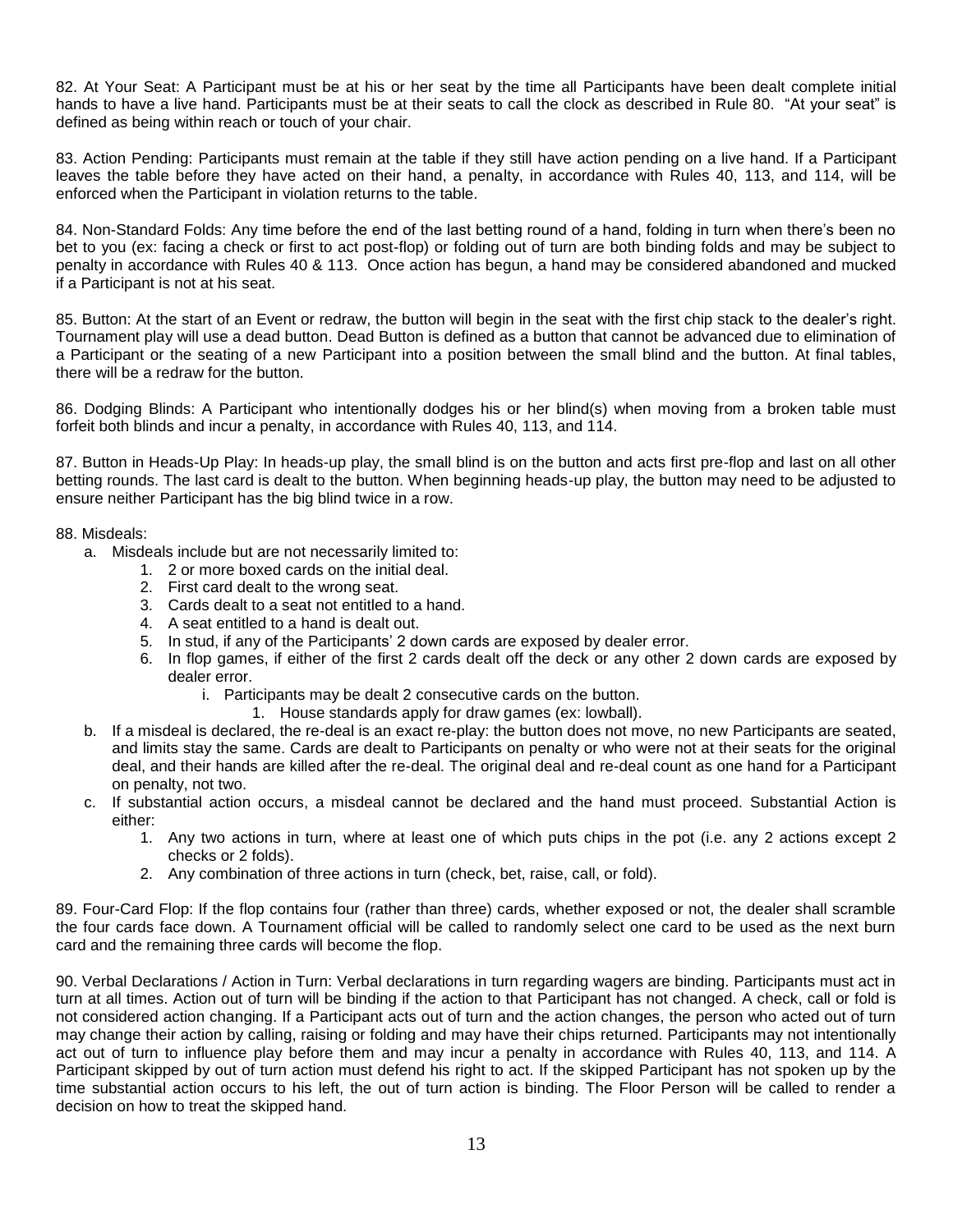82. At Your Seat: A Participant must be at his or her seat by the time all Participants have been dealt complete initial hands to have a live hand. Participants must be at their seats to call the clock as described in Rule 80. "At your seat" is defined as being within reach or touch of your chair.

83. Action Pending: Participants must remain at the table if they still have action pending on a live hand. If a Participant leaves the table before they have acted on their hand, a penalty, in accordance with Rules 40, 113, and 114, will be enforced when the Participant in violation returns to the table.

84. Non-Standard Folds: Any time before the end of the last betting round of a hand, folding in turn when there's been no bet to you (ex: facing a check or first to act post-flop) or folding out of turn are both binding folds and may be subject to penalty in accordance with Rules 40 & 113. Once action has begun, a hand may be considered abandoned and mucked if a Participant is not at his seat.

85. Button: At the start of an Event or redraw, the button will begin in the seat with the first chip stack to the dealer's right. Tournament play will use a dead button. Dead Button is defined as a button that cannot be advanced due to elimination of a Participant or the seating of a new Participant into a position between the small blind and the button. At final tables, there will be a redraw for the button.

86. Dodging Blinds: A Participant who intentionally dodges his or her blind(s) when moving from a broken table must forfeit both blinds and incur a penalty, in accordance with Rules 40, 113, and 114.

87. Button in Heads-Up Play: In heads-up play, the small blind is on the button and acts first pre-flop and last on all other betting rounds. The last card is dealt to the button. When beginning heads-up play, the button may need to be adjusted to ensure neither Participant has the big blind twice in a row.

88. Misdeals:

a. Misdeals include but are not necessarily limited to:
    1. 2 or more boxed cards on the initial deal.
    2. First card dealt to the wrong seat.
    3. Cards dealt to a seat not entitled to a hand.
    4. A seat entitled to a hand is dealt out.
    5. In stud, if any of the Participants' 2 down cards are exposed by dealer error.
    6. In flop games, if either of the first 2 cards dealt off the deck or any other 2 down cards are exposed by dealer error.
        i. Participants may be dealt 2 consecutive cards on the button.
            1. House standards apply for draw games (ex: lowball).

b. If a misdeal is declared, the re-deal is an exact re-play: the button does not move, no new Participants are seated, and limits stay the same. Cards are dealt to Participants on penalty or who were not at their seats for the original deal, and their hands are killed after the re-deal. The original deal and re-deal count as one hand for a Participant on penalty, not two.

c. If substantial action occurs, a misdeal cannot be declared and the hand must proceed. Substantial Action is either:
    1. Any two actions in turn, where at least one of which puts chips in the pot (i.e. any 2 actions except 2 checks or 2 folds).
    2. Any combination of three actions in turn (check, bet, raise, call, or fold).

89. Four-Card Flop: If the flop contains four (rather than three) cards, whether exposed or not, the dealer shall scramble the four cards face down. A Tournament official will be called to randomly select one card to be used as the next burn card and the remaining three cards will become the flop.

90. Verbal Declarations / Action in Turn: Verbal declarations in turn regarding wagers are binding. Participants must act in turn at all times. Action out of turn will be binding if the action to that Participant has not changed. A check, call or fold is not considered action changing. If a Participant acts out of turn and the action changes, the person who acted out of turn may change their action by calling, raising or folding and may have their chips returned. Participants may not intentionally act out of turn to influence play before them and may incur a penalty in accordance with Rules 40, 113, and 114. A Participant skipped by out of turn action must defend his right to act. If the skipped Participant has not spoken up by the time substantial action occurs to his left, the out of turn action is binding. The Floor Person will be called to render a decision on how to treat the skipped hand.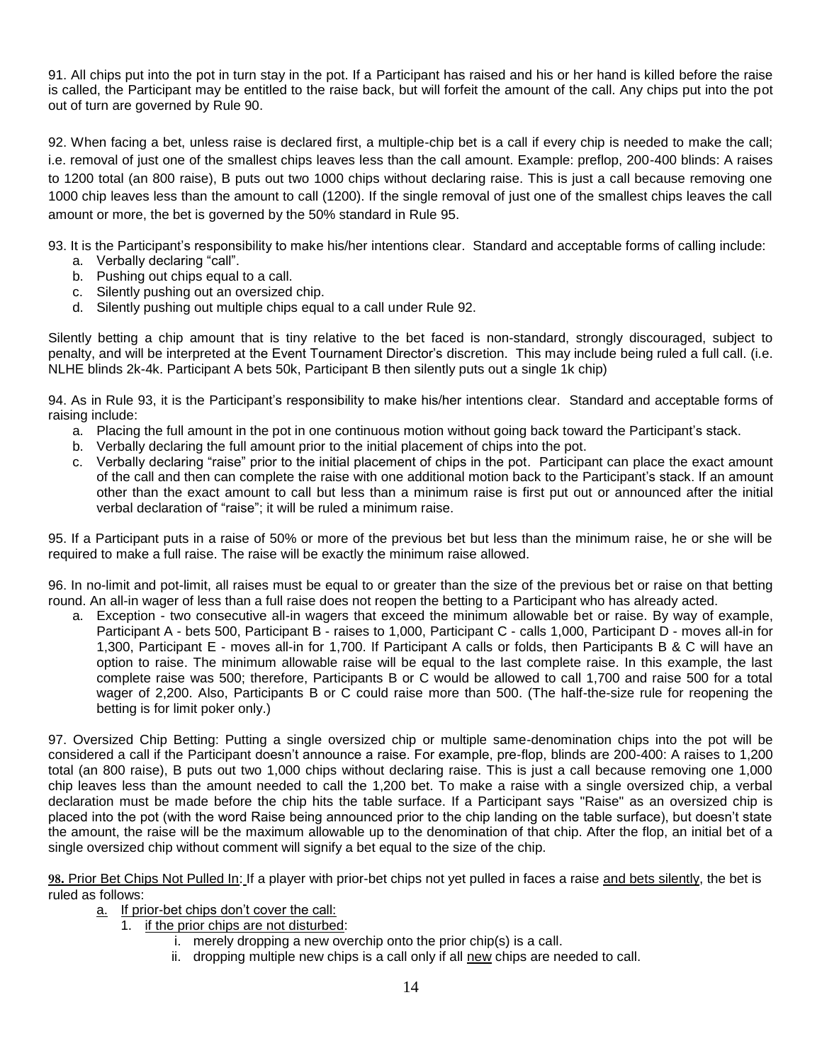91. All chips put into the pot in turn stay in the pot. If a Participant has raised and his or her hand is killed before the raise is called, the Participant may be entitled to the raise back, but will forfeit the amount of the call. Any chips put into the pot out of turn are governed by Rule 90.

92. When facing a bet, unless raise is declared first, a multiple-chip bet is a call if every chip is needed to make the call; i.e. removal of just one of the smallest chips leaves less than the call amount. Example: preflop, 200-400 blinds: A raises to 1200 total (an 800 raise), B puts out two 1000 chips without declaring raise. This is just a call because removing one 1000 chip leaves less than the amount to call (1200). If the single removal of just one of the smallest chips leaves the call amount or more, the bet is governed by the 50% standard in Rule 95.

93. It is the Participant's responsibility to make his/her intentions clear. Standard and acceptable forms of calling include:

a. Verbally declaring "call".
b. Pushing out chips equal to a call.
c. Silently pushing out an oversized chip.
d. Silently pushing out multiple chips equal to a call under Rule 92.

Silently betting a chip amount that is tiny relative to the bet faced is non-standard, strongly discouraged, subject to penalty, and will be interpreted at the Event Tournament Director's discretion. This may include being ruled a full call. (i.e. NLHE blinds 2k-4k. Participant A bets 50k, Participant B then silently puts out a single 1k chip)

94. As in Rule 93, it is the Participant's responsibility to make his/her intentions clear. Standard and acceptable forms of raising include:

a. Placing the full amount in the pot in one continuous motion without going back toward the Participant's stack.
b. Verbally declaring the full amount prior to the initial placement of chips into the pot.
c. Verbally declaring "raise" prior to the initial placement of chips in the pot. Participant can place the exact amount of the call and then can complete the raise with one additional motion back to the Participant's stack. If an amount other than the exact amount to call but less than a minimum raise is first put out or announced after the initial verbal declaration of "raise"; it will be ruled a minimum raise.

95. If a Participant puts in a raise of 50% or more of the previous bet but less than the minimum raise, he or she will be required to make a full raise. The raise will be exactly the minimum raise allowed.

96. In no-limit and pot-limit, all raises must be equal to or greater than the size of the previous bet or raise on that betting round. An all-in wager of less than a full raise does not reopen the betting to a Participant who has already acted.

a. Exception - two consecutive all-in wagers that exceed the minimum allowable bet or raise. By way of example, Participant A - bets 500, Participant B - raises to 1,000, Participant C - calls 1,000, Participant D - moves all-in for 1,300, Participant E - moves all-in for 1,700. If Participant A calls or folds, then Participants B & C will have an option to raise. The minimum allowable raise will be equal to the last complete raise. In this example, the last complete raise was 500; therefore, Participants B or C would be allowed to call 1,700 and raise 500 for a total wager of 2,200. Also, Participants B or C could raise more than 500. (The half-the-size rule for reopening the betting is for limit poker only.)

97. Oversized Chip Betting: Putting a single oversized chip or multiple same-denomination chips into the pot will be considered a call if the Participant doesn't announce a raise. For example, pre-flop, blinds are 200-400: A raises to 1,200 total (an 800 raise), B puts out two 1,000 chips without declaring raise. This is just a call because removing one 1,000 chip leaves less than the amount needed to call the 1,200 bet. To make a raise with a single oversized chip, a verbal declaration must be made before the chip hits the table surface. If a Participant says "Raise" as an oversized chip is placed into the pot (with the word Raise being announced prior to the chip landing on the table surface), but doesn't state the amount, the raise will be the maximum allowable up to the denomination of that chip. After the flop, an initial bet of a single oversized chip without comment will signify a bet equal to the size of the chip.

**98.** Prior Bet Chips Not Pulled In: If a player with prior-bet chips not yet pulled in faces a raise and bets silently, the bet is ruled as follows:

a. If prior-bet chips don't cover the call:
   1. if the prior chips are not disturbed:
      i. merely dropping a new overchip onto the prior chip(s) is a call.
      ii. dropping multiple new chips is a call only if all new chips are needed to call.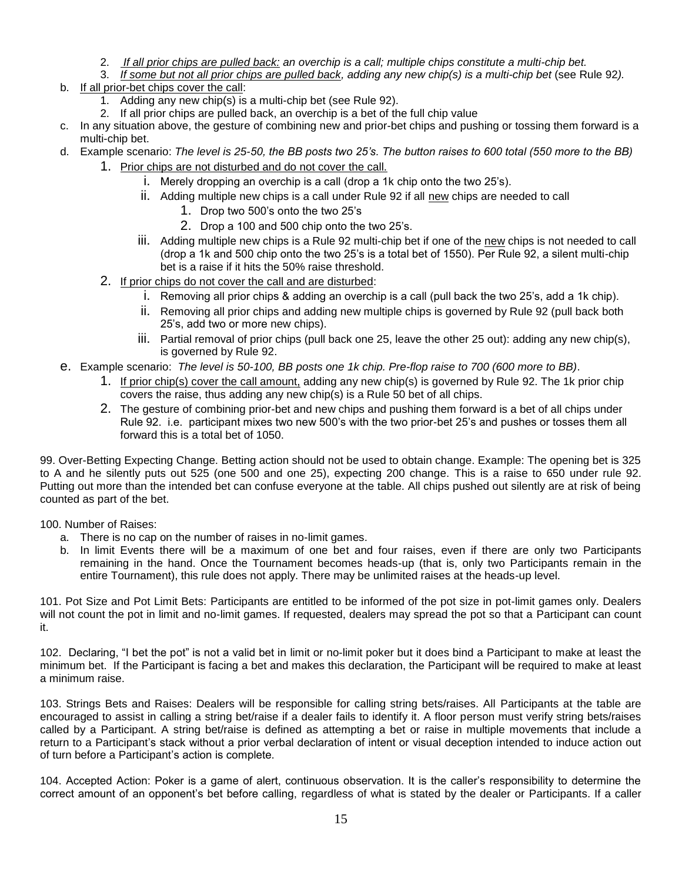2. *If all prior chips are pulled back: an overchip is a call; multiple chips constitute a multi-chip bet.*
3. *If some but not all prior chips are pulled back, adding any new chip(s) is a multi-chip bet* (see Rule 92*).*

b. If all prior-bet chips cover the call:
   1. Adding any new chip(s) is a multi-chip bet (see Rule 92).
   2. If all prior chips are pulled back, an overchip is a bet of the full chip value

c. In any situation above, the gesture of combining new and prior-bet chips and pushing or tossing them forward is a multi-chip bet.

d. Example scenario: *The level is 25-50, the BB posts two 25's. The button raises to 600 total (550 more to the BB)*
   1. Prior chips are not disturbed and do not cover the call.
      i. Merely dropping an overchip is a call (drop a 1k chip onto the two 25's).
      ii. Adding multiple new chips is a call under Rule 92 if all new chips are needed to call
         1. Drop two 500's onto the two 25's
         2. Drop a 100 and 500 chip onto the two 25's.
      iii. Adding multiple new chips is a Rule 92 multi-chip bet if one of the new chips is not needed to call (drop a 1k and 500 chip onto the two 25's is a total bet of 1550). Per Rule 92, a silent multi-chip bet is a raise if it hits the 50% raise threshold.
   2. If prior chips do not cover the call and are disturbed:
      i. Removing all prior chips & adding an overchip is a call (pull back the two 25's, add a 1k chip).
      ii. Removing all prior chips and adding new multiple chips is governed by Rule 92 (pull back both 25's, add two or more new chips).
      iii. Partial removal of prior chips (pull back one 25, leave the other 25 out): adding any new chip(s), is governed by Rule 92.

e. Example scenario: *The level is 50-100, BB posts one 1k chip. Pre-flop raise to 700 (600 more to BB)*.
   1. If prior chip(s) cover the call amount, adding any new chip(s) is governed by Rule 92. The 1k prior chip covers the raise, thus adding any new chip(s) is a Rule 50 bet of all chips.
   2. The gesture of combining prior-bet and new chips and pushing them forward is a bet of all chips under Rule 92. i.e. participant mixes two new 500's with the two prior-bet 25's and pushes or tosses them all forward this is a total bet of 1050.

99. Over-Betting Expecting Change. Betting action should not be used to obtain change. Example: The opening bet is 325 to A and he silently puts out 525 (one 500 and one 25), expecting 200 change. This is a raise to 650 under rule 92. Putting out more than the intended bet can confuse everyone at the table. All chips pushed out silently are at risk of being counted as part of the bet.

100. Number of Raises:

a. There is no cap on the number of raises in no-limit games.
b. In limit Events there will be a maximum of one bet and four raises, even if there are only two Participants remaining in the hand. Once the Tournament becomes heads-up (that is, only two Participants remain in the entire Tournament), this rule does not apply. There may be unlimited raises at the heads-up level.

101. Pot Size and Pot Limit Bets: Participants are entitled to be informed of the pot size in pot-limit games only. Dealers will not count the pot in limit and no-limit games. If requested, dealers may spread the pot so that a Participant can count it.

102. Declaring, "I bet the pot" is not a valid bet in limit or no-limit poker but it does bind a Participant to make at least the minimum bet. If the Participant is facing a bet and makes this declaration, the Participant will be required to make at least a minimum raise.

103. Strings Bets and Raises: Dealers will be responsible for calling string bets/raises. All Participants at the table are encouraged to assist in calling a string bet/raise if a dealer fails to identify it. A floor person must verify string bets/raises called by a Participant. A string bet/raise is defined as attempting a bet or raise in multiple movements that include a return to a Participant's stack without a prior verbal declaration of intent or visual deception intended to induce action out of turn before a Participant's action is complete.

104. Accepted Action: Poker is a game of alert, continuous observation. It is the caller's responsibility to determine the correct amount of an opponent's bet before calling, regardless of what is stated by the dealer or Participants. If a caller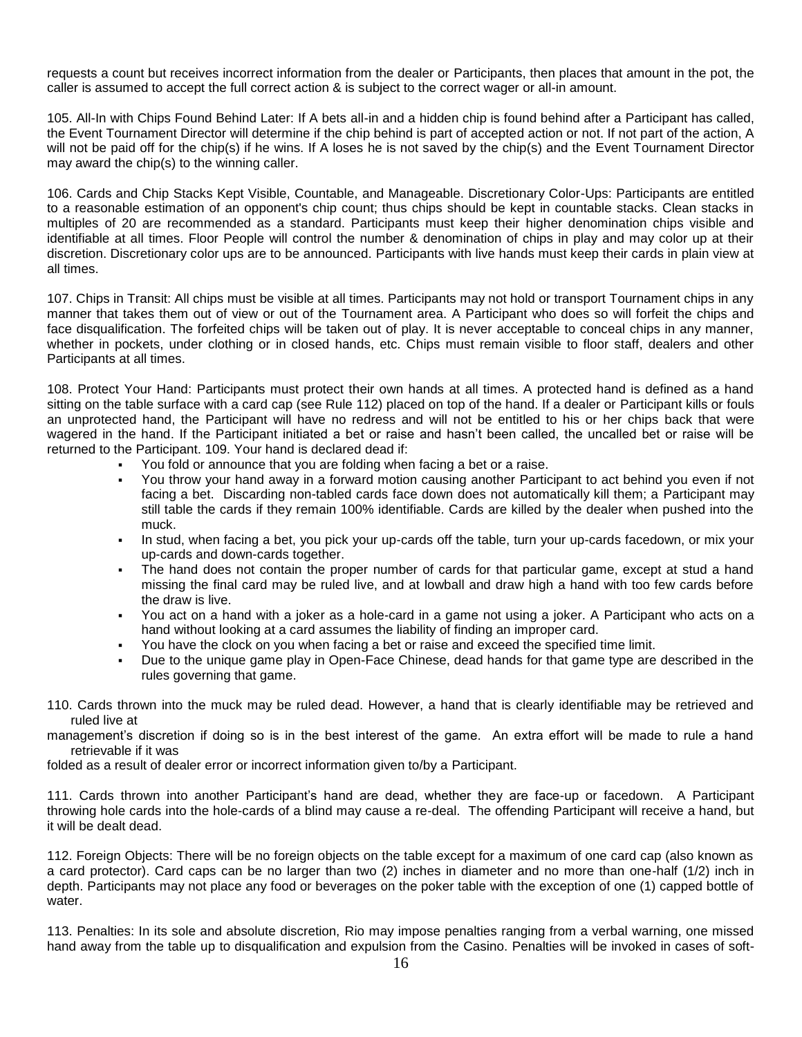requests a count but receives incorrect information from the dealer or Participants, then places that amount in the pot, the caller is assumed to accept the full correct action & is subject to the correct wager or all-in amount.

105. All-In with Chips Found Behind Later: If A bets all-in and a hidden chip is found behind after a Participant has called, the Event Tournament Director will determine if the chip behind is part of accepted action or not. If not part of the action, A will not be paid off for the chip(s) if he wins. If A loses he is not saved by the chip(s) and the Event Tournament Director may award the chip(s) to the winning caller.

106. Cards and Chip Stacks Kept Visible, Countable, and Manageable. Discretionary Color-Ups: Participants are entitled to a reasonable estimation of an opponent's chip count; thus chips should be kept in countable stacks. Clean stacks in multiples of 20 are recommended as a standard. Participants must keep their higher denomination chips visible and identifiable at all times. Floor People will control the number & denomination of chips in play and may color up at their discretion. Discretionary color ups are to be announced. Participants with live hands must keep their cards in plain view at all times.

107. Chips in Transit: All chips must be visible at all times. Participants may not hold or transport Tournament chips in any manner that takes them out of view or out of the Tournament area. A Participant who does so will forfeit the chips and face disqualification. The forfeited chips will be taken out of play. It is never acceptable to conceal chips in any manner, whether in pockets, under clothing or in closed hands, etc. Chips must remain visible to floor staff, dealers and other Participants at all times.

108. Protect Your Hand: Participants must protect their own hands at all times. A protected hand is defined as a hand sitting on the table surface with a card cap (see Rule 112) placed on top of the hand. If a dealer or Participant kills or fouls an unprotected hand, the Participant will have no redress and will not be entitled to his or her chips back that were wagered in the hand. If the Participant initiated a bet or raise and hasn't been called, the uncalled bet or raise will be returned to the Participant. 109. Your hand is declared dead if:

- You fold or announce that you are folding when facing a bet or a raise.
- You throw your hand away in a forward motion causing another Participant to act behind you even if not facing a bet. Discarding non-tabled cards face down does not automatically kill them; a Participant may still table the cards if they remain 100% identifiable. Cards are killed by the dealer when pushed into the muck.
- In stud, when facing a bet, you pick your up-cards off the table, turn your up-cards facedown, or mix your up-cards and down-cards together.
- The hand does not contain the proper number of cards for that particular game, except at stud a hand missing the final card may be ruled live, and at lowball and draw high a hand with too few cards before the draw is live.
- You act on a hand with a joker as a hole-card in a game not using a joker. A Participant who acts on a hand without looking at a card assumes the liability of finding an improper card.
- You have the clock on you when facing a bet or raise and exceed the specified time limit.
- Due to the unique game play in Open-Face Chinese, dead hands for that game type are described in the rules governing that game.

110. Cards thrown into the muck may be ruled dead. However, a hand that is clearly identifiable may be retrieved and ruled live at management's discretion if doing so is in the best interest of the game. An extra effort will be made to rule a hand retrievable if it was folded as a result of dealer error or incorrect information given to/by a Participant.

111. Cards thrown into another Participant's hand are dead, whether they are face-up or facedown. A Participant throwing hole cards into the hole-cards of a blind may cause a re-deal. The offending Participant will receive a hand, but it will be dealt dead.

112. Foreign Objects: There will be no foreign objects on the table except for a maximum of one card cap (also known as a card protector). Card caps can be no larger than two (2) inches in diameter and no more than one-half (1/2) inch in depth. Participants may not place any food or beverages on the poker table with the exception of one (1) capped bottle of water.

113. Penalties: In its sole and absolute discretion, Rio may impose penalties ranging from a verbal warning, one missed hand away from the table up to disqualification and expulsion from the Casino. Penalties will be invoked in cases of soft-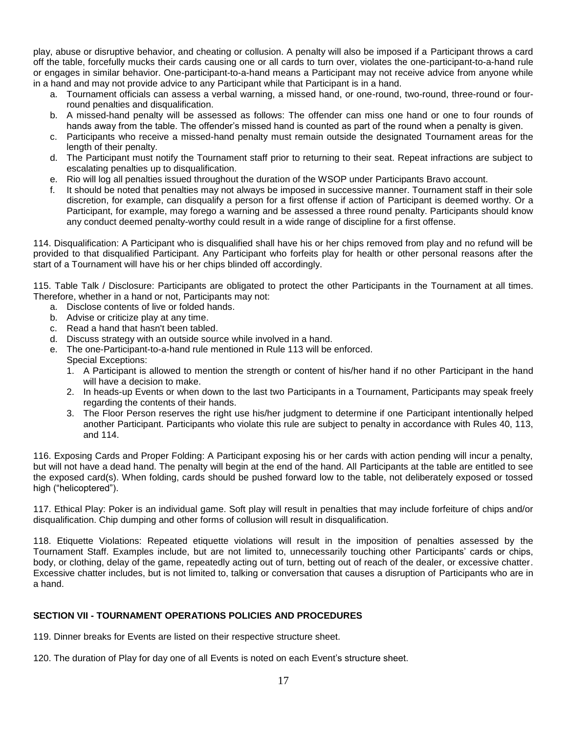play, abuse or disruptive behavior, and cheating or collusion. A penalty will also be imposed if a Participant throws a card off the table, forcefully mucks their cards causing one or all cards to turn over, violates the one-participant-to-a-hand rule or engages in similar behavior. One-participant-to-a-hand means a Participant may not receive advice from anyone while in a hand and may not provide advice to any Participant while that Participant is in a hand.

a. Tournament officials can assess a verbal warning, a missed hand, or one-round, two-round, three-round or four-round penalties and disqualification.
b. A missed-hand penalty will be assessed as follows: The offender can miss one hand or one to four rounds of hands away from the table. The offender's missed hand is counted as part of the round when a penalty is given.
c. Participants who receive a missed-hand penalty must remain outside the designated Tournament areas for the length of their penalty.
d. The Participant must notify the Tournament staff prior to returning to their seat. Repeat infractions are subject to escalating penalties up to disqualification.
e. Rio will log all penalties issued throughout the duration of the WSOP under Participants Bravo account.
f. It should be noted that penalties may not always be imposed in successive manner. Tournament staff in their sole discretion, for example, can disqualify a person for a first offense if action of Participant is deemed worthy. Or a Participant, for example, may forego a warning and be assessed a three round penalty. Participants should know any conduct deemed penalty-worthy could result in a wide range of discipline for a first offense.

114. Disqualification: A Participant who is disqualified shall have his or her chips removed from play and no refund will be provided to that disqualified Participant. Any Participant who forfeits play for health or other personal reasons after the start of a Tournament will have his or her chips blinded off accordingly.

115. Table Talk / Disclosure: Participants are obligated to protect the other Participants in the Tournament at all times. Therefore, whether in a hand or not, Participants may not:

a. Disclose contents of live or folded hands.
b. Advise or criticize play at any time.
c. Read a hand that hasn't been tabled.
d. Discuss strategy with an outside source while involved in a hand.
e. The one-Participant-to-a-hand rule mentioned in Rule 113 will be enforced.

Special Exceptions:

1. A Participant is allowed to mention the strength or content of his/her hand if no other Participant in the hand will have a decision to make.
2. In heads-up Events or when down to the last two Participants in a Tournament, Participants may speak freely regarding the contents of their hands.
3. The Floor Person reserves the right use his/her judgment to determine if one Participant intentionally helped another Participant. Participants who violate this rule are subject to penalty in accordance with Rules 40, 113, and 114.

116. Exposing Cards and Proper Folding: A Participant exposing his or her cards with action pending will incur a penalty, but will not have a dead hand. The penalty will begin at the end of the hand. All Participants at the table are entitled to see the exposed card(s). When folding, cards should be pushed forward low to the table, not deliberately exposed or tossed high ("helicoptered").

117. Ethical Play: Poker is an individual game. Soft play will result in penalties that may include forfeiture of chips and/or disqualification. Chip dumping and other forms of collusion will result in disqualification.

118. Etiquette Violations: Repeated etiquette violations will result in the imposition of penalties assessed by the Tournament Staff. Examples include, but are not limited to, unnecessarily touching other Participants' cards or chips, body, or clothing, delay of the game, repeatedly acting out of turn, betting out of reach of the dealer, or excessive chatter. Excessive chatter includes, but is not limited to, talking or conversation that causes a disruption of Participants who are in a hand.

## SECTION VII - TOURNAMENT OPERATIONS POLICIES AND PROCEDURES

119. Dinner breaks for Events are listed on their respective structure sheet.

120. The duration of Play for day one of all Events is noted on each Event's structure sheet.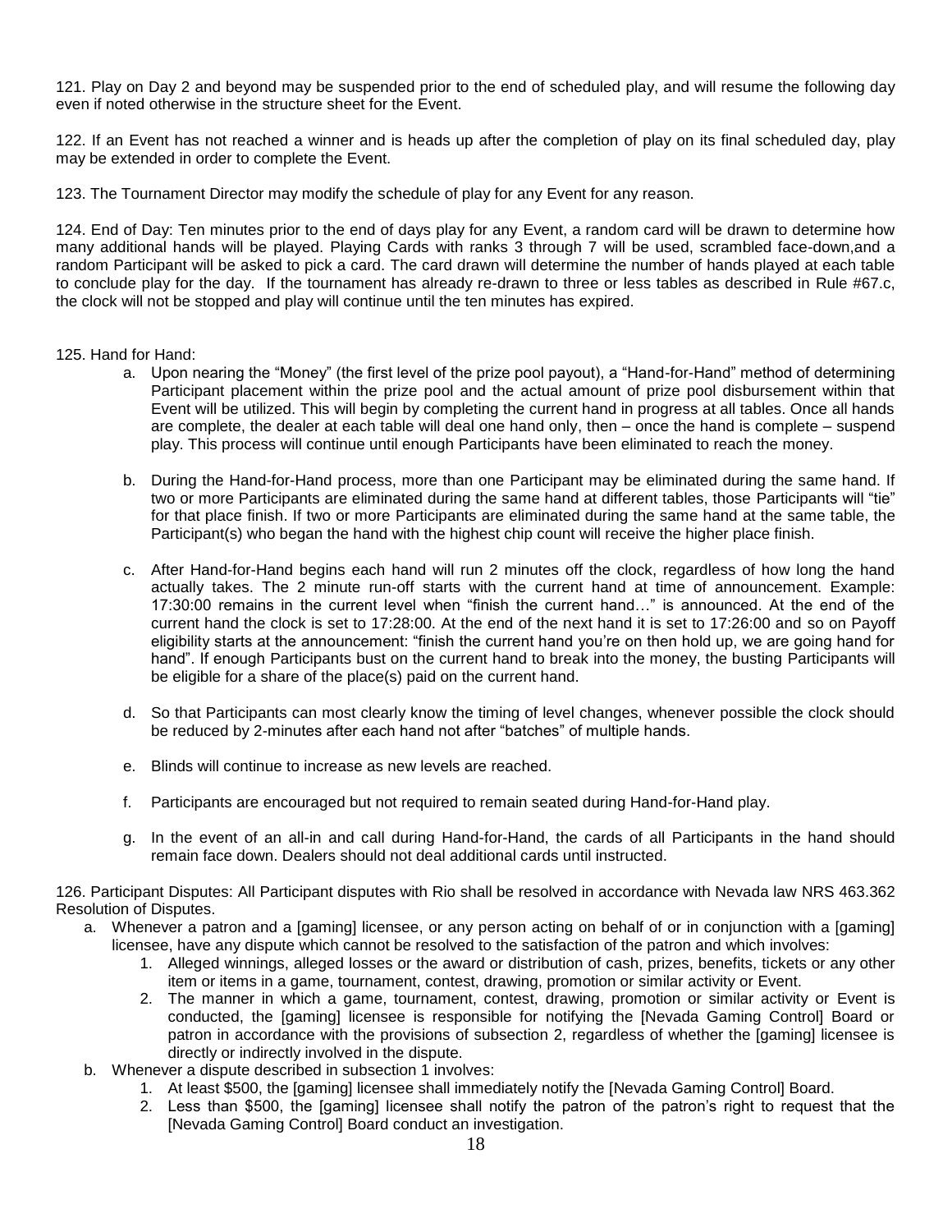121. Play on Day 2 and beyond may be suspended prior to the end of scheduled play, and will resume the following day even if noted otherwise in the structure sheet for the Event.

122. If an Event has not reached a winner and is heads up after the completion of play on its final scheduled day, play may be extended in order to complete the Event.

123. The Tournament Director may modify the schedule of play for any Event for any reason.

124. End of Day: Ten minutes prior to the end of days play for any Event, a random card will be drawn to determine how many additional hands will be played. Playing Cards with ranks 3 through 7 will be used, scrambled face-down,and a random Participant will be asked to pick a card. The card drawn will determine the number of hands played at each table to conclude play for the day. If the tournament has already re-drawn to three or less tables as described in Rule #67.c, the clock will not be stopped and play will continue until the ten minutes has expired.

125. Hand for Hand:

a. Upon nearing the "Money" (the first level of the prize pool payout), a "Hand-for-Hand" method of determining Participant placement within the prize pool and the actual amount of prize pool disbursement within that Event will be utilized. This will begin by completing the current hand in progress at all tables. Once all hands are complete, the dealer at each table will deal one hand only, then – once the hand is complete – suspend play. This process will continue until enough Participants have been eliminated to reach the money.

b. During the Hand-for-Hand process, more than one Participant may be eliminated during the same hand. If two or more Participants are eliminated during the same hand at different tables, those Participants will "tie" for that place finish. If two or more Participants are eliminated during the same hand at the same table, the Participant(s) who began the hand with the highest chip count will receive the higher place finish.

c. After Hand-for-Hand begins each hand will run 2 minutes off the clock, regardless of how long the hand actually takes. The 2 minute run-off starts with the current hand at time of announcement. Example: 17:30:00 remains in the current level when "finish the current hand…" is announced. At the end of the current hand the clock is set to 17:28:00. At the end of the next hand it is set to 17:26:00 and so on Payoff eligibility starts at the announcement: "finish the current hand you're on then hold up, we are going hand for hand". If enough Participants bust on the current hand to break into the money, the busting Participants will be eligible for a share of the place(s) paid on the current hand.

d. So that Participants can most clearly know the timing of level changes, whenever possible the clock should be reduced by 2-minutes after each hand not after "batches" of multiple hands.

e. Blinds will continue to increase as new levels are reached.

f. Participants are encouraged but not required to remain seated during Hand-for-Hand play.

g. In the event of an all-in and call during Hand-for-Hand, the cards of all Participants in the hand should remain face down. Dealers should not deal additional cards until instructed.

126. Participant Disputes: All Participant disputes with Rio shall be resolved in accordance with Nevada law NRS 463.362 Resolution of Disputes.

a. Whenever a patron and a [gaming] licensee, or any person acting on behalf of or in conjunction with a [gaming] licensee, have any dispute which cannot be resolved to the satisfaction of the patron and which involves:
   1. Alleged winnings, alleged losses or the award or distribution of cash, prizes, benefits, tickets or any other item or items in a game, tournament, contest, drawing, promotion or similar activity or Event.
   2. The manner in which a game, tournament, contest, drawing, promotion or similar activity or Event is conducted, the [gaming] licensee is responsible for notifying the [Nevada Gaming Control] Board or patron in accordance with the provisions of subsection 2, regardless of whether the [gaming] licensee is directly or indirectly involved in the dispute.

b. Whenever a dispute described in subsection 1 involves:
   1. At least $500, the [gaming] licensee shall immediately notify the [Nevada Gaming Control] Board.
   2. Less than $500, the [gaming] licensee shall notify the patron of the patron's right to request that the [Nevada Gaming Control] Board conduct an investigation.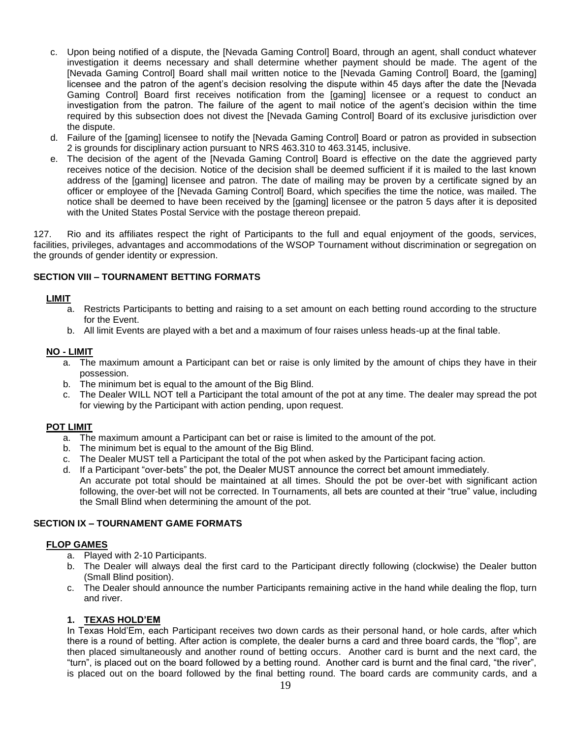c. Upon being notified of a dispute, the [Nevada Gaming Control] Board, through an agent, shall conduct whatever investigation it deems necessary and shall determine whether payment should be made. The agent of the [Nevada Gaming Control] Board shall mail written notice to the [Nevada Gaming Control] Board, the [gaming] licensee and the patron of the agent's decision resolving the dispute within 45 days after the date the [Nevada Gaming Control] Board first receives notification from the [gaming] licensee or a request to conduct an investigation from the patron. The failure of the agent to mail notice of the agent's decision within the time required by this subsection does not divest the [Nevada Gaming Control] Board of its exclusive jurisdiction over the dispute.

d. Failure of the [gaming] licensee to notify the [Nevada Gaming Control] Board or patron as provided in subsection 2 is grounds for disciplinary action pursuant to NRS 463.310 to 463.3145, inclusive.

e. The decision of the agent of the [Nevada Gaming Control] Board is effective on the date the aggrieved party receives notice of the decision. Notice of the decision shall be deemed sufficient if it is mailed to the last known address of the [gaming] licensee and patron. The date of mailing may be proven by a certificate signed by an officer or employee of the [Nevada Gaming Control] Board, which specifies the time the notice, was mailed. The notice shall be deemed to have been received by the [gaming] licensee or the patron 5 days after it is deposited with the United States Postal Service with the postage thereon prepaid.

127. Rio and its affiliates respect the right of Participants to the full and equal enjoyment of the goods, services, facilities, privileges, advantages and accommodations of the WSOP Tournament without discrimination or segregation on the grounds of gender identity or expression.

## SECTION VIII – TOURNAMENT BETTING FORMATS

### LIMIT

a. Restricts Participants to betting and raising to a set amount on each betting round according to the structure for the Event.

b. All limit Events are played with a bet and a maximum of four raises unless heads-up at the final table.

### NO - LIMIT

a. The maximum amount a Participant can bet or raise is only limited by the amount of chips they have in their possession.

b. The minimum bet is equal to the amount of the Big Blind.

c. The Dealer WILL NOT tell a Participant the total amount of the pot at any time. The dealer may spread the pot for viewing by the Participant with action pending, upon request.

### POT LIMIT

a. The maximum amount a Participant can bet or raise is limited to the amount of the pot.

b. The minimum bet is equal to the amount of the Big Blind.

c. The Dealer MUST tell a Participant the total of the pot when asked by the Participant facing action.

d. If a Participant "over-bets" the pot, the Dealer MUST announce the correct bet amount immediately.
An accurate pot total should be maintained at all times. Should the pot be over-bet with significant action following, the over-bet will not be corrected. In Tournaments, all bets are counted at their "true" value, including the Small Blind when determining the amount of the pot.

## SECTION IX – TOURNAMENT GAME FORMATS

### FLOP GAMES

a. Played with 2-10 Participants.

b. The Dealer will always deal the first card to the Participant directly following (clockwise) the Dealer button (Small Blind position).

c. The Dealer should announce the number Participants remaining active in the hand while dealing the flop, turn and river.

#### 1. TEXAS HOLD'EM

In Texas Hold'Em, each Participant receives two down cards as their personal hand, or hole cards, after which there is a round of betting. After action is complete, the dealer burns a card and three board cards, the "flop", are then placed simultaneously and another round of betting occurs. Another card is burnt and the next card, the "turn", is placed out on the board followed by a betting round. Another card is burnt and the final card, "the river", is placed out on the board followed by the final betting round. The board cards are community cards, and a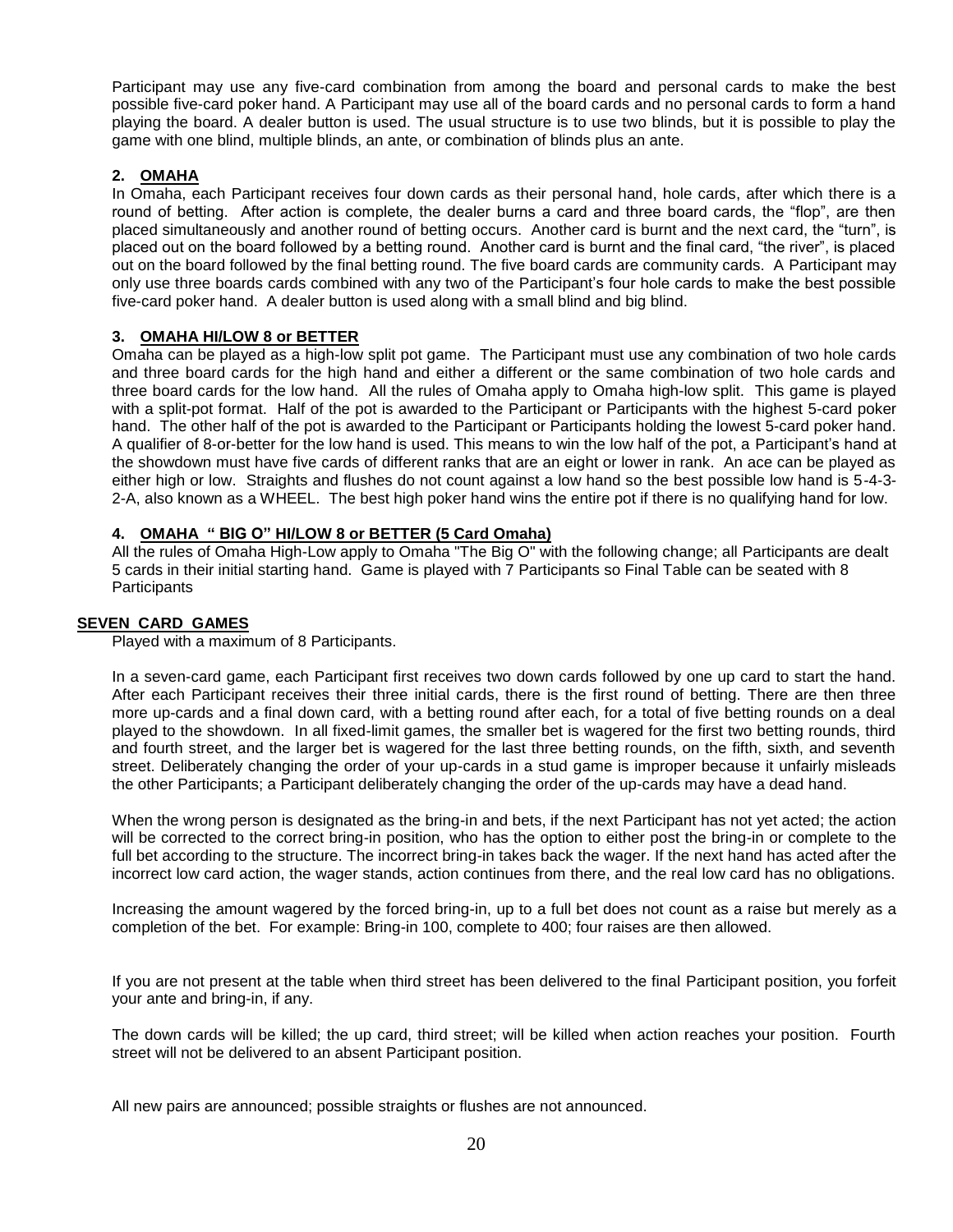Participant may use any five-card combination from among the board and personal cards to make the best possible five-card poker hand. A Participant may use all of the board cards and no personal cards to form a hand playing the board. A dealer button is used. The usual structure is to use two blinds, but it is possible to play the game with one blind, multiple blinds, an ante, or combination of blinds plus an ante.

### 2. OMAHA

In Omaha, each Participant receives four down cards as their personal hand, hole cards, after which there is a round of betting. After action is complete, the dealer burns a card and three board cards, the "flop", are then placed simultaneously and another round of betting occurs. Another card is burnt and the next card, the "turn", is placed out on the board followed by a betting round. Another card is burnt and the final card, "the river", is placed out on the board followed by the final betting round. The five board cards are community cards. A Participant may only use three boards cards combined with any two of the Participant's four hole cards to make the best possible five-card poker hand. A dealer button is used along with a small blind and big blind.

### 3. OMAHA HI/LOW 8 or BETTER

Omaha can be played as a high-low split pot game. The Participant must use any combination of two hole cards and three board cards for the high hand and either a different or the same combination of two hole cards and three board cards for the low hand. All the rules of Omaha apply to Omaha high-low split. This game is played with a split-pot format. Half of the pot is awarded to the Participant or Participants with the highest 5-card poker hand. The other half of the pot is awarded to the Participant or Participants holding the lowest 5-card poker hand. A qualifier of 8-or-better for the low hand is used. This means to win the low half of the pot, a Participant's hand at the showdown must have five cards of different ranks that are an eight or lower in rank. An ace can be played as either high or low. Straights and flushes do not count against a low hand so the best possible low hand is 5-4-3-2-A, also known as a WHEEL. The best high poker hand wins the entire pot if there is no qualifying hand for low.

### 4. OMAHA " BIG O" HI/LOW 8 or BETTER (5 Card Omaha)

All the rules of Omaha High-Low apply to Omaha "The Big O" with the following change; all Participants are dealt 5 cards in their initial starting hand. Game is played with 7 Participants so Final Table can be seated with 8 Participants

## SEVEN CARD GAMES

Played with a maximum of 8 Participants.

In a seven-card game, each Participant first receives two down cards followed by one up card to start the hand. After each Participant receives their three initial cards, there is the first round of betting. There are then three more up-cards and a final down card, with a betting round after each, for a total of five betting rounds on a deal played to the showdown. In all fixed-limit games, the smaller bet is wagered for the first two betting rounds, third and fourth street, and the larger bet is wagered for the last three betting rounds, on the fifth, sixth, and seventh street. Deliberately changing the order of your up-cards in a stud game is improper because it unfairly misleads the other Participants; a Participant deliberately changing the order of the up-cards may have a dead hand.

When the wrong person is designated as the bring-in and bets, if the next Participant has not yet acted; the action will be corrected to the correct bring-in position, who has the option to either post the bring-in or complete to the full bet according to the structure. The incorrect bring-in takes back the wager. If the next hand has acted after the incorrect low card action, the wager stands, action continues from there, and the real low card has no obligations.

Increasing the amount wagered by the forced bring-in, up to a full bet does not count as a raise but merely as a completion of the bet. For example: Bring-in 100, complete to 400; four raises are then allowed.

If you are not present at the table when third street has been delivered to the final Participant position, you forfeit your ante and bring-in, if any.

The down cards will be killed; the up card, third street; will be killed when action reaches your position. Fourth street will not be delivered to an absent Participant position.

All new pairs are announced; possible straights or flushes are not announced.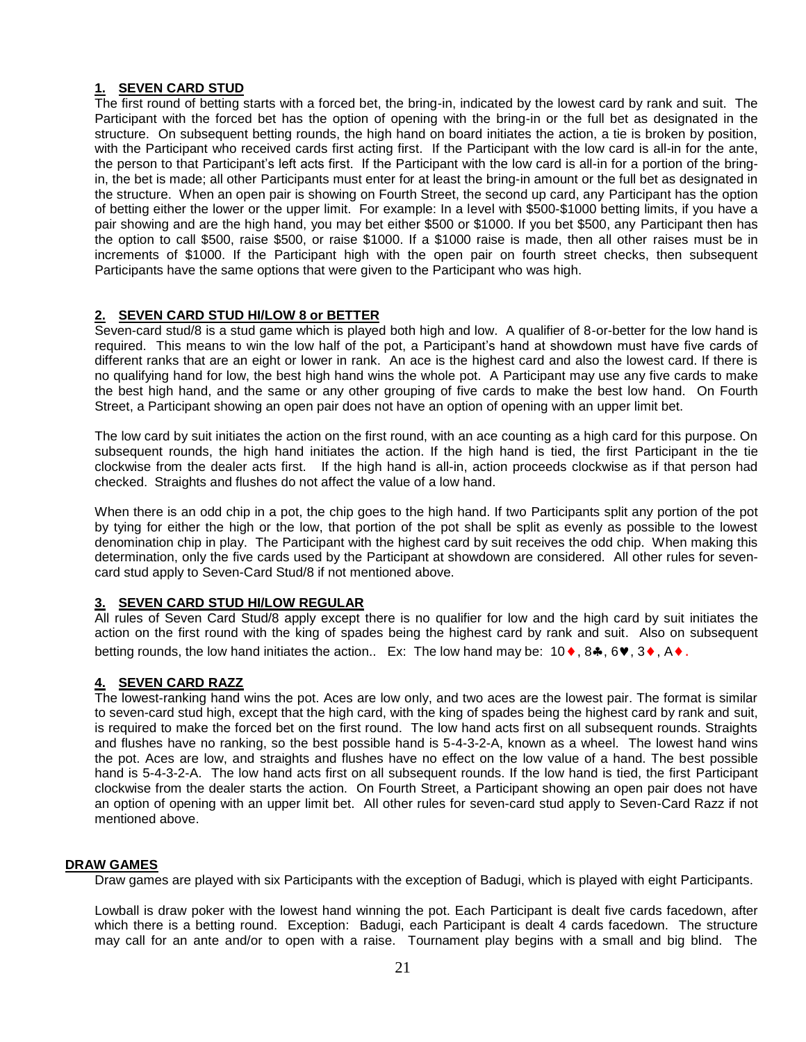## 1. SEVEN CARD STUD

The first round of betting starts with a forced bet, the bring-in, indicated by the lowest card by rank and suit. The Participant with the forced bet has the option of opening with the bring-in or the full bet as designated in the structure. On subsequent betting rounds, the high hand on board initiates the action, a tie is broken by position, with the Participant who received cards first acting first. If the Participant with the low card is all-in for the ante, the person to that Participant's left acts first. If the Participant with the low card is all-in for a portion of the bring-in, the bet is made; all other Participants must enter for at least the bring-in amount or the full bet as designated in the structure. When an open pair is showing on Fourth Street, the second up card, any Participant has the option of betting either the lower or the upper limit. For example: In a level with \$500-\$1000 betting limits, if you have a pair showing and are the high hand, you may bet either \$500 or \$1000. If you bet \$500, any Participant then has the option to call \$500, raise \$500, or raise \$1000. If a \$1000 raise is made, then all other raises must be in increments of \$1000. If the Participant high with the open pair on fourth street checks, then subsequent Participants have the same options that were given to the Participant who was high.

## 2. SEVEN CARD STUD HI/LOW 8 or BETTER

Seven-card stud/8 is a stud game which is played both high and low. A qualifier of 8-or-better for the low hand is required. This means to win the low half of the pot, a Participant's hand at showdown must have five cards of different ranks that are an eight or lower in rank. An ace is the highest card and also the lowest card. If there is no qualifying hand for low, the best high hand wins the whole pot. A Participant may use any five cards to make the best high hand, and the same or any other grouping of five cards to make the best low hand. On Fourth Street, a Participant showing an open pair does not have an option of opening with an upper limit bet.

The low card by suit initiates the action on the first round, with an ace counting as a high card for this purpose. On subsequent rounds, the high hand initiates the action. If the high hand is tied, the first Participant in the tie clockwise from the dealer acts first. If the high hand is all-in, action proceeds clockwise as if that person had checked. Straights and flushes do not affect the value of a low hand.

When there is an odd chip in a pot, the chip goes to the high hand. If two Participants split any portion of the pot by tying for either the high or the low, that portion of the pot shall be split as evenly as possible to the lowest denomination chip in play. The Participant with the highest card by suit receives the odd chip. When making this determination, only the five cards used by the Participant at showdown are considered. All other rules for seven-card stud apply to Seven-Card Stud/8 if not mentioned above.

## 3. SEVEN CARD STUD HI/LOW REGULAR

All rules of Seven Card Stud/8 apply except there is no qualifier for low and the high card by suit initiates the action on the first round with the king of spades being the highest card by rank and suit. Also on subsequent betting rounds, the low hand initiates the action.. Ex: The low hand may be: 10♦, 8♣, 6♥, 3♦, A♦.

## 4. SEVEN CARD RAZZ

The lowest-ranking hand wins the pot. Aces are low only, and two aces are the lowest pair. The format is similar to seven-card stud high, except that the high card, with the king of spades being the highest card by rank and suit, is required to make the forced bet on the first round. The low hand acts first on all subsequent rounds. Straights and flushes have no ranking, so the best possible hand is 5-4-3-2-A, known as a wheel. The lowest hand wins the pot. Aces are low, and straights and flushes have no effect on the low value of a hand. The best possible hand is 5-4-3-2-A. The low hand acts first on all subsequent rounds. If the low hand is tied, the first Participant clockwise from the dealer starts the action. On Fourth Street, a Participant showing an open pair does not have an option of opening with an upper limit bet. All other rules for seven-card stud apply to Seven-Card Razz if not mentioned above.

## DRAW GAMES

Draw games are played with six Participants with the exception of Badugi, which is played with eight Participants.

Lowball is draw poker with the lowest hand winning the pot. Each Participant is dealt five cards facedown, after which there is a betting round. Exception: Badugi, each Participant is dealt 4 cards facedown. The structure may call for an ante and/or to open with a raise. Tournament play begins with a small and big blind. The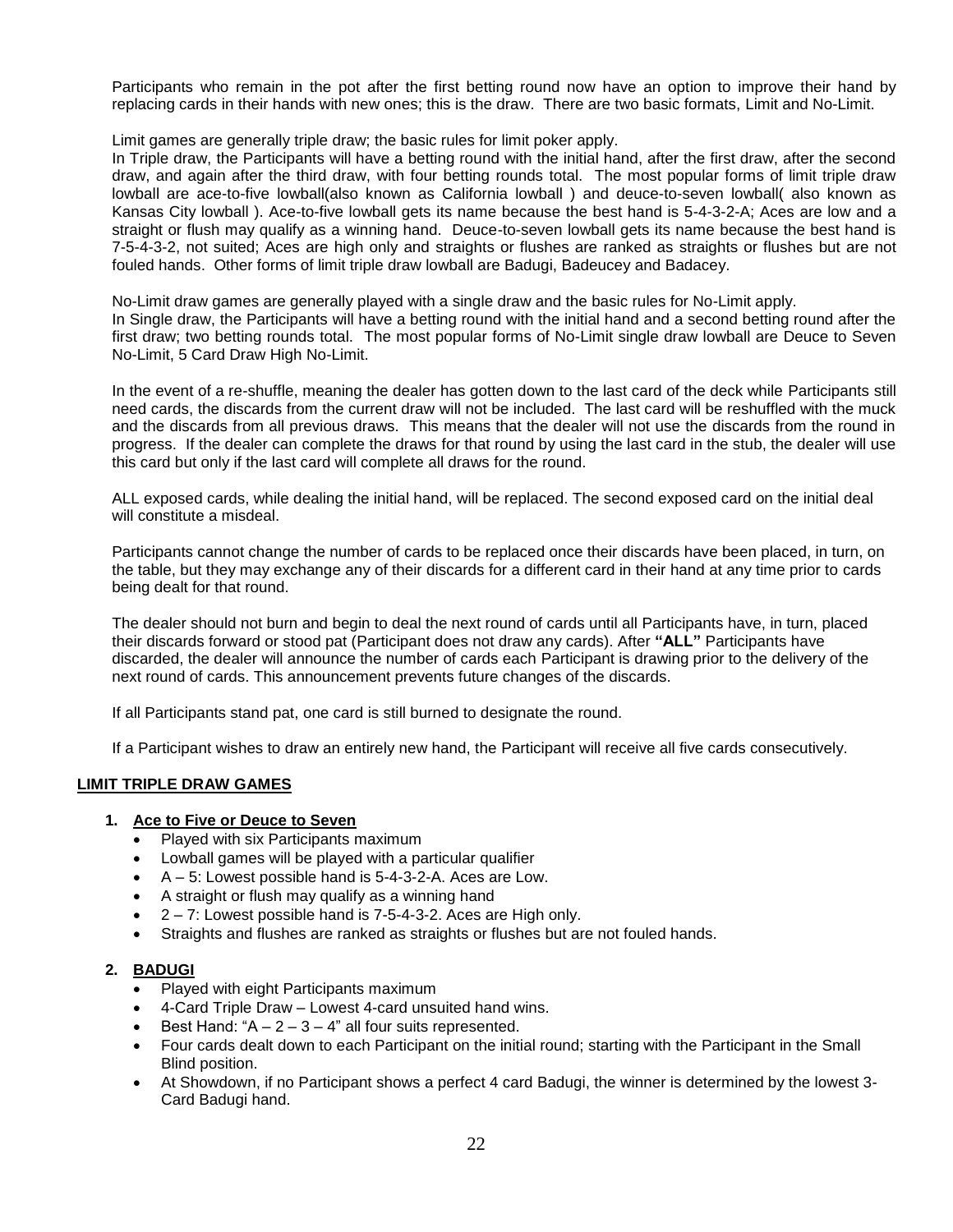Participants who remain in the pot after the first betting round now have an option to improve their hand by replacing cards in their hands with new ones; this is the draw. There are two basic formats, Limit and No-Limit.

Limit games are generally triple draw; the basic rules for limit poker apply.
In Triple draw, the Participants will have a betting round with the initial hand, after the first draw, after the second draw, and again after the third draw, with four betting rounds total. The most popular forms of limit triple draw lowball are ace-to-five lowball(also known as California lowball ) and deuce-to-seven lowball( also known as Kansas City lowball ). Ace-to-five lowball gets its name because the best hand is 5-4-3-2-A; Aces are low and a straight or flush may qualify as a winning hand. Deuce-to-seven lowball gets its name because the best hand is 7-5-4-3-2, not suited; Aces are high only and straights or flushes are ranked as straights or flushes but are not fouled hands. Other forms of limit triple draw lowball are Badugi, Badeucey and Badacey.

No-Limit draw games are generally played with a single draw and the basic rules for No-Limit apply.
In Single draw, the Participants will have a betting round with the initial hand and a second betting round after the first draw; two betting rounds total. The most popular forms of No-Limit single draw lowball are Deuce to Seven No-Limit, 5 Card Draw High No-Limit.

In the event of a re-shuffle, meaning the dealer has gotten down to the last card of the deck while Participants still need cards, the discards from the current draw will not be included. The last card will be reshuffled with the muck and the discards from all previous draws. This means that the dealer will not use the discards from the round in progress. If the dealer can complete the draws for that round by using the last card in the stub, the dealer will use this card but only if the last card will complete all draws for the round.

ALL exposed cards, while dealing the initial hand, will be replaced. The second exposed card on the initial deal will constitute a misdeal.

Participants cannot change the number of cards to be replaced once their discards have been placed, in turn, on the table, but they may exchange any of their discards for a different card in their hand at any time prior to cards being dealt for that round.

The dealer should not burn and begin to deal the next round of cards until all Participants have, in turn, placed their discards forward or stood pat (Participant does not draw any cards). After **"ALL"** Participants have discarded, the dealer will announce the number of cards each Participant is drawing prior to the delivery of the next round of cards. This announcement prevents future changes of the discards.

If all Participants stand pat, one card is still burned to designate the round.

If a Participant wishes to draw an entirely new hand, the Participant will receive all five cards consecutively.

## LIMIT TRIPLE DRAW GAMES

### 1. Ace to Five or Deuce to Seven

- Played with six Participants maximum
- Lowball games will be played with a particular qualifier
- A – 5: Lowest possible hand is 5-4-3-2-A. Aces are Low.
- A straight or flush may qualify as a winning hand
- 2 – 7: Lowest possible hand is 7-5-4-3-2. Aces are High only.
- Straights and flushes are ranked as straights or flushes but are not fouled hands.

### 2. BADUGI

- Played with eight Participants maximum
- 4-Card Triple Draw – Lowest 4-card unsuited hand wins.
- Best Hand: "A – 2 – 3 – 4" all four suits represented.
- Four cards dealt down to each Participant on the initial round; starting with the Participant in the Small Blind position.
- At Showdown, if no Participant shows a perfect 4 card Badugi, the winner is determined by the lowest 3-Card Badugi hand.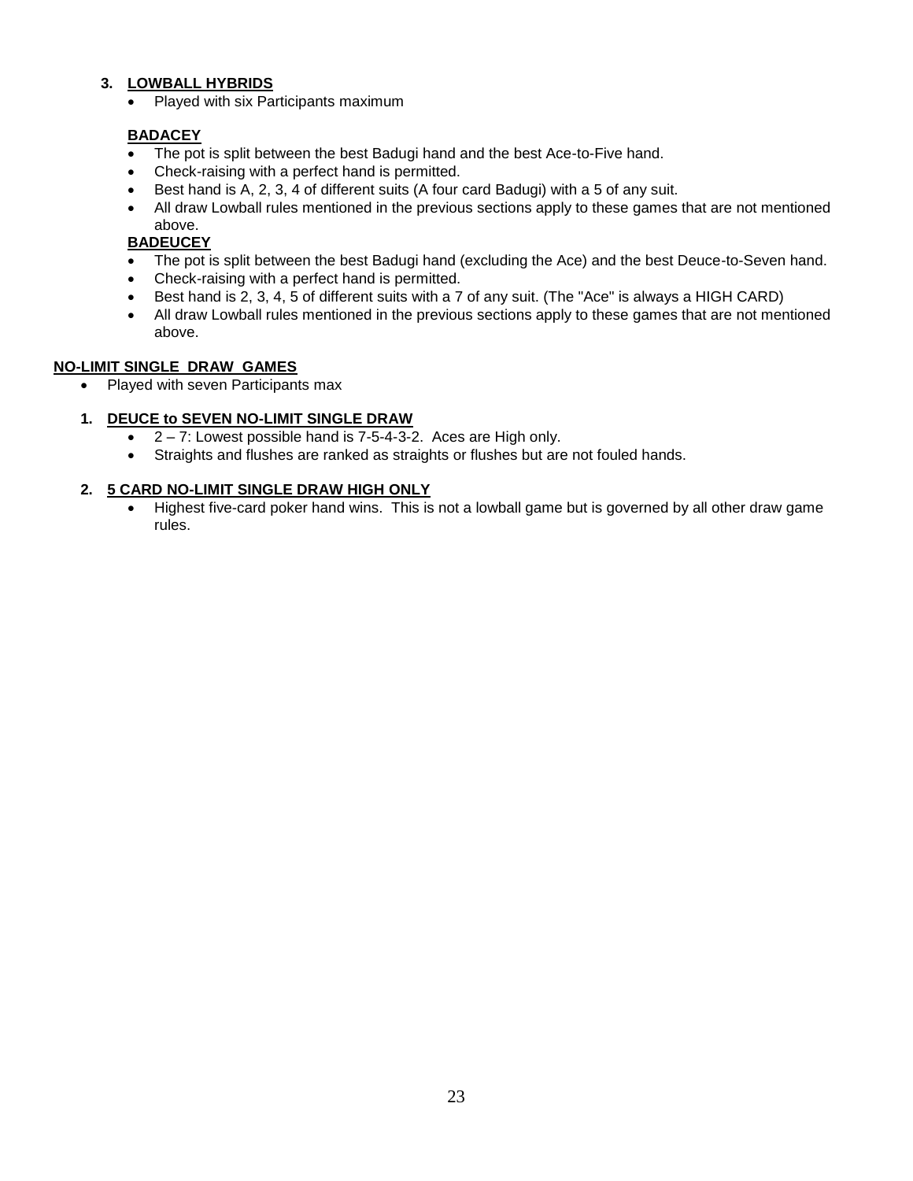### 3. LOWBALL HYBRIDS

- Played with six Participants maximum

**BADACEY**

- The pot is split between the best Badugi hand and the best Ace-to-Five hand.
- Check-raising with a perfect hand is permitted.
- Best hand is A, 2, 3, 4 of different suits (A four card Badugi) with a 5 of any suit.
- All draw Lowball rules mentioned in the previous sections apply to these games that are not mentioned above.

**BADEUCEY**

- The pot is split between the best Badugi hand (excluding the Ace) and the best Deuce-to-Seven hand.
- Check-raising with a perfect hand is permitted.
- Best hand is 2, 3, 4, 5 of different suits with a 7 of any suit. (The "Ace" is always a HIGH CARD)
- All draw Lowball rules mentioned in the previous sections apply to these games that are not mentioned above.

## NO-LIMIT SINGLE DRAW GAMES

- Played with seven Participants max

### 1. DEUCE to SEVEN NO-LIMIT SINGLE DRAW

- 2 – 7: Lowest possible hand is 7-5-4-3-2. Aces are High only.
- Straights and flushes are ranked as straights or flushes but are not fouled hands.

### 2. 5 CARD NO-LIMIT SINGLE DRAW HIGH ONLY

- Highest five-card poker hand wins. This is not a lowball game but is governed by all other draw game rules.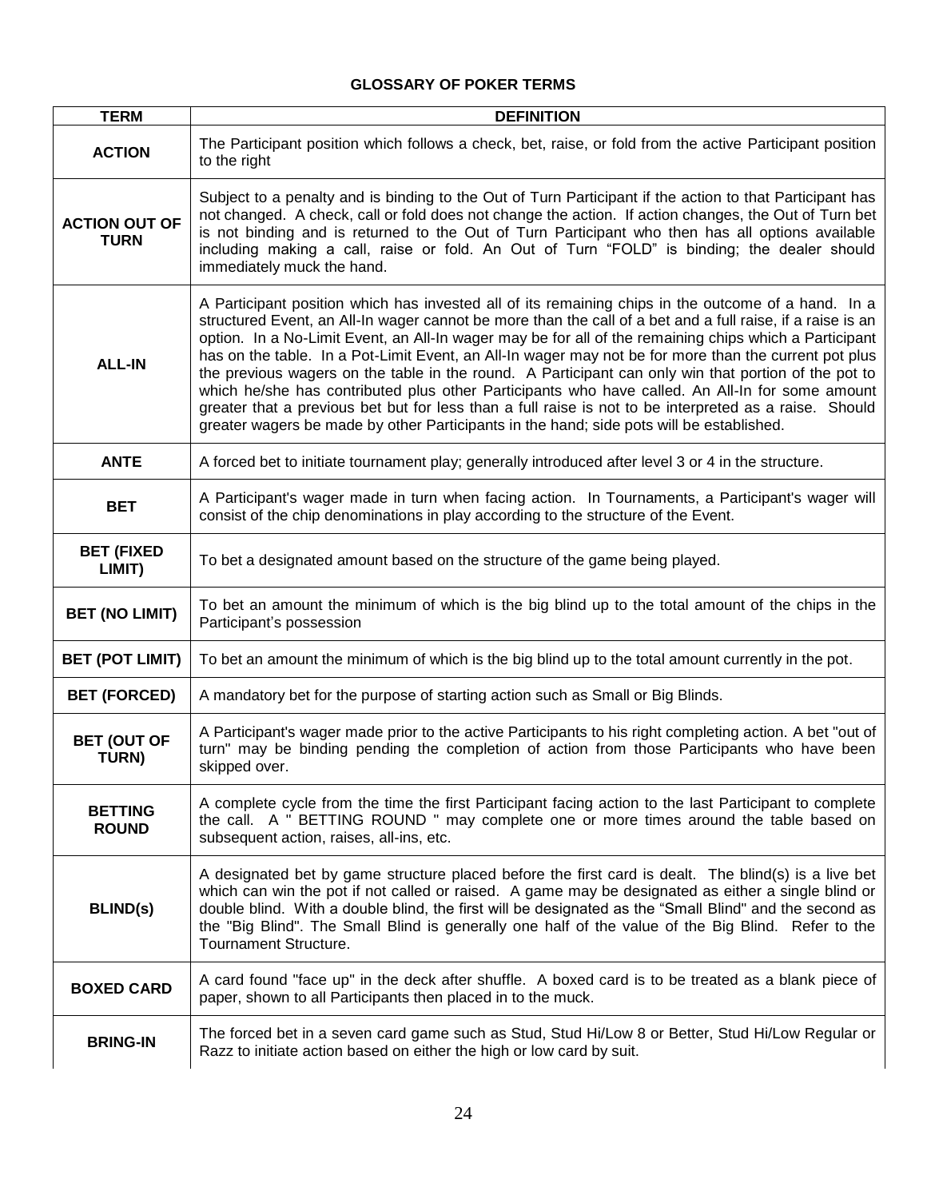## GLOSSARY OF POKER TERMS

| TERM | DEFINITION |
|---|---|
| **ACTION** | The Participant position which follows a check, bet, raise, or fold from the active Participant position to the right |
| **ACTION OUT OF TURN** | Subject to a penalty and is binding to the Out of Turn Participant if the action to that Participant has not changed. A check, call or fold does not change the action. If action changes, the Out of Turn bet is not binding and is returned to the Out of Turn Participant who then has all options available including making a call, raise or fold. An Out of Turn "FOLD" is binding; the dealer should immediately muck the hand. |
| **ALL-IN** | A Participant position which has invested all of its remaining chips in the outcome of a hand. In a structured Event, an All-In wager cannot be more than the call of a bet and a full raise, if a raise is an option. In a No-Limit Event, an All-In wager may be for all of the remaining chips which a Participant has on the table. In a Pot-Limit Event, an All-In wager may not be for more than the current pot plus the previous wagers on the table in the round. A Participant can only win that portion of the pot to which he/she has contributed plus other Participants who have called. An All-In for some amount greater that a previous bet but for less than a full raise is not to be interpreted as a raise. Should greater wagers be made by other Participants in the hand; side pots will be established. |
| **ANTE** | A forced bet to initiate tournament play; generally introduced after level 3 or 4 in the structure. |
| **BET** | A Participant's wager made in turn when facing action. In Tournaments, a Participant's wager will consist of the chip denominations in play according to the structure of the Event. |
| **BET (FIXED LIMIT)** | To bet a designated amount based on the structure of the game being played. |
| **BET (NO LIMIT)** | To bet an amount the minimum of which is the big blind up to the total amount of the chips in the Participant's possession |
| **BET (POT LIMIT)** | To bet an amount the minimum of which is the big blind up to the total amount currently in the pot. |
| **BET (FORCED)** | A mandatory bet for the purpose of starting action such as Small or Big Blinds. |
| **BET (OUT OF TURN)** | A Participant's wager made prior to the active Participants to his right completing action. A bet "out of turn" may be binding pending the completion of action from those Participants who have been skipped over. |
| **BETTING ROUND** | A complete cycle from the time the first Participant facing action to the last Participant to complete the call. A " BETTING ROUND " may complete one or more times around the table based on subsequent action, raises, all-ins, etc. |
| **BLIND(s)** | A designated bet by game structure placed before the first card is dealt. The blind(s) is a live bet which can win the pot if not called or raised. A game may be designated as either a single blind or double blind. With a double blind, the first will be designated as the "Small Blind" and the second as the "Big Blind". The Small Blind is generally one half of the value of the Big Blind. Refer to the Tournament Structure. |
| **BOXED CARD** | A card found "face up" in the deck after shuffle. A boxed card is to be treated as a blank piece of paper, shown to all Participants then placed in to the muck. |
| **BRING-IN** | The forced bet in a seven card game such as Stud, Stud Hi/Low 8 or Better, Stud Hi/Low Regular or Razz to initiate action based on either the high or low card by suit. |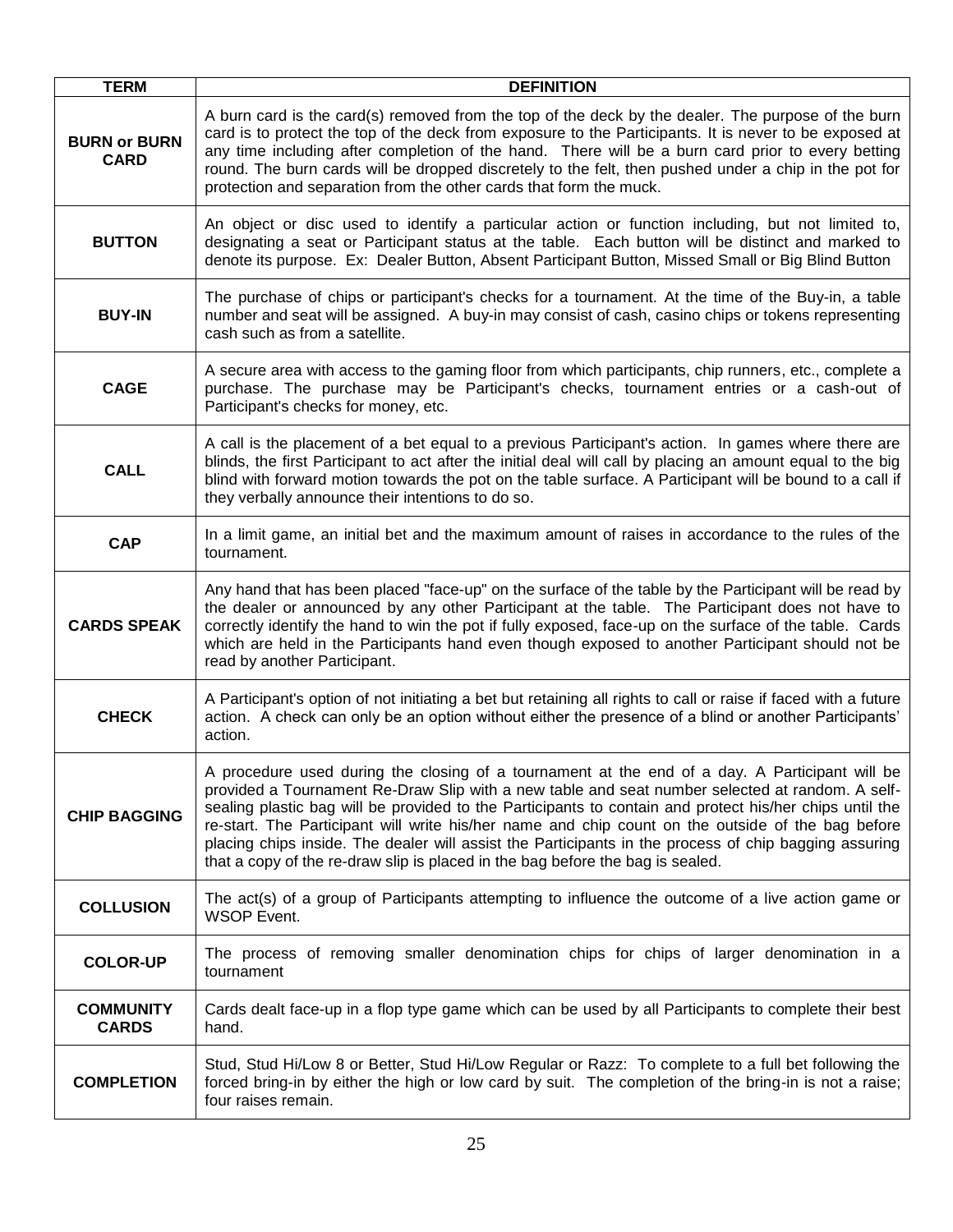| TERM | DEFINITION |
|---|---|
| **BURN or BURN CARD** | A burn card is the card(s) removed from the top of the deck by the dealer. The purpose of the burn card is to protect the top of the deck from exposure to the Participants. It is never to be exposed at any time including after completion of the hand. There will be a burn card prior to every betting round. The burn cards will be dropped discretely to the felt, then pushed under a chip in the pot for protection and separation from the other cards that form the muck. |
| **BUTTON** | An object or disc used to identify a particular action or function including, but not limited to, designating a seat or Participant status at the table. Each button will be distinct and marked to denote its purpose. Ex: Dealer Button, Absent Participant Button, Missed Small or Big Blind Button |
| **BUY-IN** | The purchase of chips or participant's checks for a tournament. At the time of the Buy-in, a table number and seat will be assigned. A buy-in may consist of cash, casino chips or tokens representing cash such as from a satellite. |
| **CAGE** | A secure area with access to the gaming floor from which participants, chip runners, etc., complete a purchase. The purchase may be Participant's checks, tournament entries or a cash-out of Participant's checks for money, etc. |
| **CALL** | A call is the placement of a bet equal to a previous Participant's action. In games where there are blinds, the first Participant to act after the initial deal will call by placing an amount equal to the big blind with forward motion towards the pot on the table surface. A Participant will be bound to a call if they verbally announce their intentions to do so. |
| **CAP** | In a limit game, an initial bet and the maximum amount of raises in accordance to the rules of the tournament. |
| **CARDS SPEAK** | Any hand that has been placed "face-up" on the surface of the table by the Participant will be read by the dealer or announced by any other Participant at the table. The Participant does not have to correctly identify the hand to win the pot if fully exposed, face-up on the surface of the table. Cards which are held in the Participants hand even though exposed to another Participant should not be read by another Participant. |
| **CHECK** | A Participant's option of not initiating a bet but retaining all rights to call or raise if faced with a future action. A check can only be an option without either the presence of a blind or another Participants' action. |
| **CHIP BAGGING** | A procedure used during the closing of a tournament at the end of a day. A Participant will be provided a Tournament Re-Draw Slip with a new table and seat number selected at random. A self-sealing plastic bag will be provided to the Participants to contain and protect his/her chips until the re-start. The Participant will write his/her name and chip count on the outside of the bag before placing chips inside. The dealer will assist the Participants in the process of chip bagging assuring that a copy of the re-draw slip is placed in the bag before the bag is sealed. |
| **COLLUSION** | The act(s) of a group of Participants attempting to influence the outcome of a live action game or WSOP Event. |
| **COLOR-UP** | The process of removing smaller denomination chips for chips of larger denomination in a tournament |
| **COMMUNITY CARDS** | Cards dealt face-up in a flop type game which can be used by all Participants to complete their best hand. |
| **COMPLETION** | Stud, Stud Hi/Low 8 or Better, Stud Hi/Low Regular or Razz: To complete to a full bet following the forced bring-in by either the high or low card by suit. The completion of the bring-in is not a raise; four raises remain. |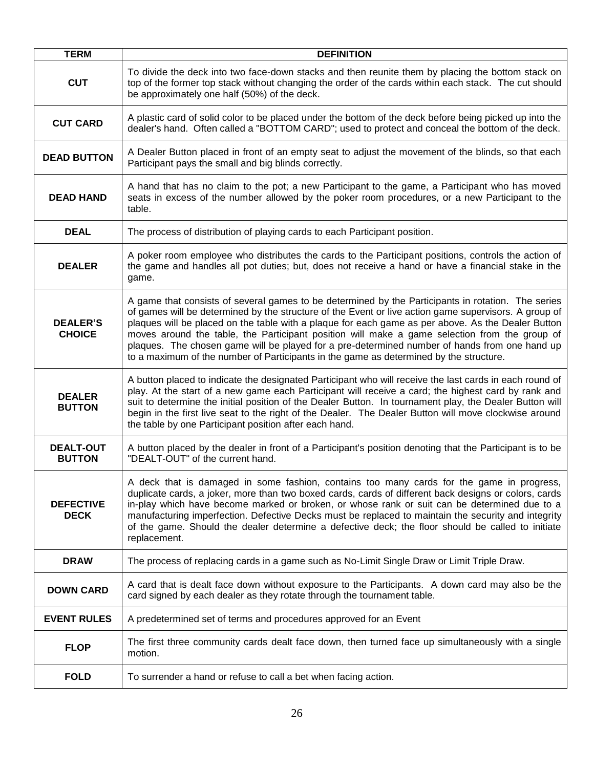| TERM | DEFINITION |
|---|---|
| **CUT** | To divide the deck into two face-down stacks and then reunite them by placing the bottom stack on top of the former top stack without changing the order of the cards within each stack. The cut should be approximately one half (50%) of the deck. |
| **CUT CARD** | A plastic card of solid color to be placed under the bottom of the deck before being picked up into the dealer's hand. Often called a "BOTTOM CARD"; used to protect and conceal the bottom of the deck. |
| **DEAD BUTTON** | A Dealer Button placed in front of an empty seat to adjust the movement of the blinds, so that each Participant pays the small and big blinds correctly. |
| **DEAD HAND** | A hand that has no claim to the pot; a new Participant to the game, a Participant who has moved seats in excess of the number allowed by the poker room procedures, or a new Participant to the table. |
| **DEAL** | The process of distribution of playing cards to each Participant position. |
| **DEALER** | A poker room employee who distributes the cards to the Participant positions, controls the action of the game and handles all pot duties; but, does not receive a hand or have a financial stake in the game. |
| **DEALER'S CHOICE** | A game that consists of several games to be determined by the Participants in rotation. The series of games will be determined by the structure of the Event or live action game supervisors. A group of plaques will be placed on the table with a plaque for each game as per above. As the Dealer Button moves around the table, the Participant position will make a game selection from the group of plaques. The chosen game will be played for a pre-determined number of hands from one hand up to a maximum of the number of Participants in the game as determined by the structure. |
| **DEALER BUTTON** | A button placed to indicate the designated Participant who will receive the last cards in each round of play. At the start of a new game each Participant will receive a card; the highest card by rank and suit to determine the initial position of the Dealer Button. In tournament play, the Dealer Button will begin in the first live seat to the right of the Dealer. The Dealer Button will move clockwise around the table by one Participant position after each hand. |
| **DEALT-OUT BUTTON** | A button placed by the dealer in front of a Participant's position denoting that the Participant is to be "DEALT-OUT" of the current hand. |
| **DEFECTIVE DECK** | A deck that is damaged in some fashion, contains too many cards for the game in progress, duplicate cards, a joker, more than two boxed cards, cards of different back designs or colors, cards in-play which have become marked or broken, or whose rank or suit can be determined due to a manufacturing imperfection. Defective Decks must be replaced to maintain the security and integrity of the game. Should the dealer determine a defective deck; the floor should be called to initiate replacement. |
| **DRAW** | The process of replacing cards in a game such as No-Limit Single Draw or Limit Triple Draw. |
| **DOWN CARD** | A card that is dealt face down without exposure to the Participants. A down card may also be the card signed by each dealer as they rotate through the tournament table. |
| **EVENT RULES** | A predetermined set of terms and procedures approved for an Event |
| **FLOP** | The first three community cards dealt face down, then turned face up simultaneously with a single motion. |
| **FOLD** | To surrender a hand or refuse to call a bet when facing action. |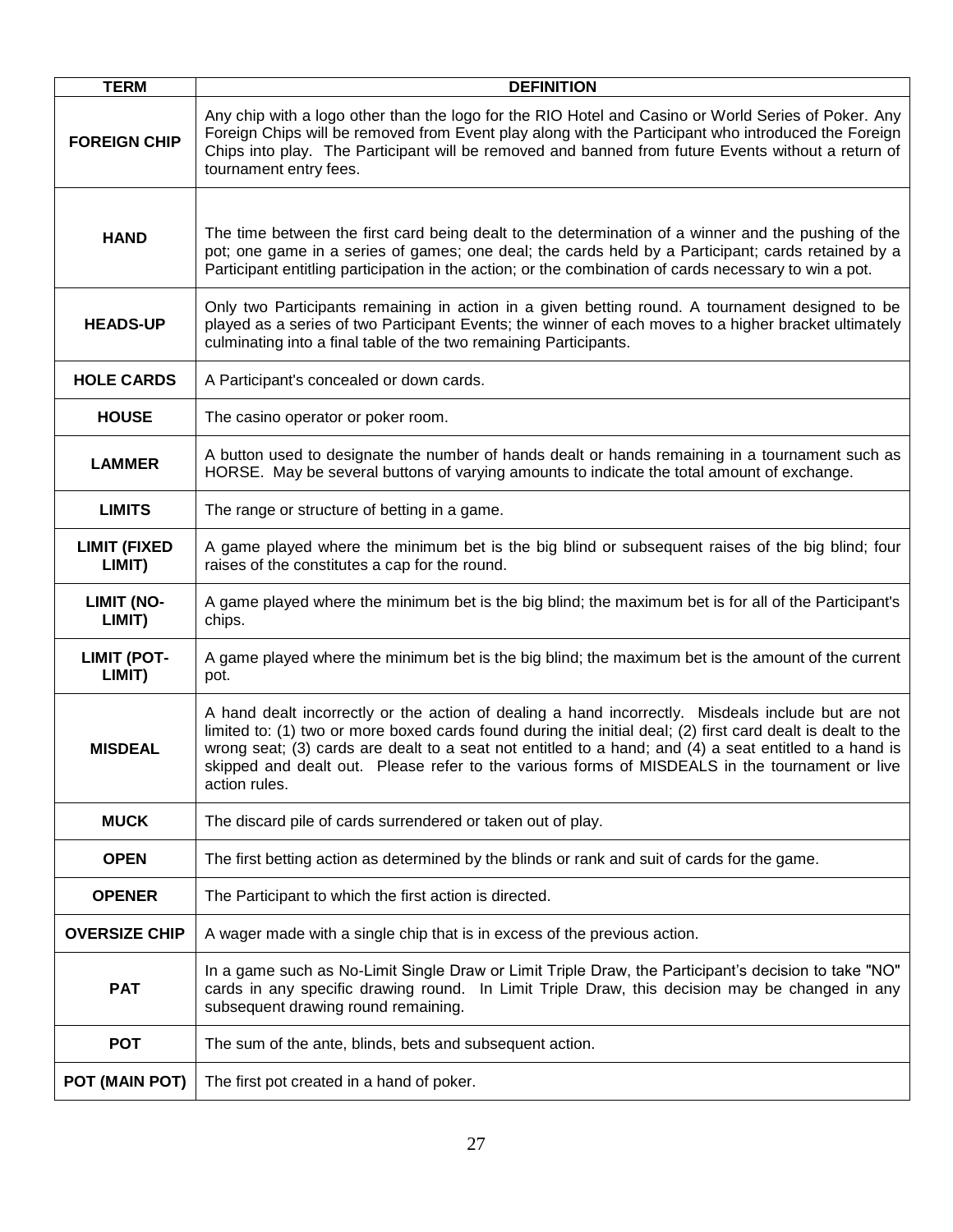| TERM | DEFINITION |
| --- | --- |
| **FOREIGN CHIP** | Any chip with a logo other than the logo for the RIO Hotel and Casino or World Series of Poker. Any Foreign Chips will be removed from Event play along with the Participant who introduced the Foreign Chips into play. The Participant will be removed and banned from future Events without a return of tournament entry fees. |
| **HAND** | The time between the first card being dealt to the determination of a winner and the pushing of the pot; one game in a series of games; one deal; the cards held by a Participant; cards retained by a Participant entitling participation in the action; or the combination of cards necessary to win a pot. |
| **HEADS-UP** | Only two Participants remaining in action in a given betting round. A tournament designed to be played as a series of two Participant Events; the winner of each moves to a higher bracket ultimately culminating into a final table of the two remaining Participants. |
| **HOLE CARDS** | A Participant's concealed or down cards. |
| **HOUSE** | The casino operator or poker room. |
| **LAMMER** | A button used to designate the number of hands dealt or hands remaining in a tournament such as HORSE. May be several buttons of varying amounts to indicate the total amount of exchange. |
| **LIMITS** | The range or structure of betting in a game. |
| **LIMIT (FIXED LIMIT)** | A game played where the minimum bet is the big blind or subsequent raises of the big blind; four raises of the constitutes a cap for the round. |
| **LIMIT (NO-LIMIT)** | A game played where the minimum bet is the big blind; the maximum bet is for all of the Participant's chips. |
| **LIMIT (POT-LIMIT)** | A game played where the minimum bet is the big blind; the maximum bet is the amount of the current pot. |
| **MISDEAL** | A hand dealt incorrectly or the action of dealing a hand incorrectly. Misdeals include but are not limited to: (1) two or more boxed cards found during the initial deal; (2) first card dealt is dealt to the wrong seat; (3) cards are dealt to a seat not entitled to a hand; and (4) a seat entitled to a hand is skipped and dealt out. Please refer to the various forms of MISDEALS in the tournament or live action rules. |
| **MUCK** | The discard pile of cards surrendered or taken out of play. |
| **OPEN** | The first betting action as determined by the blinds or rank and suit of cards for the game. |
| **OPENER** | The Participant to which the first action is directed. |
| **OVERSIZE CHIP** | A wager made with a single chip that is in excess of the previous action. |
| **PAT** | In a game such as No-Limit Single Draw or Limit Triple Draw, the Participant's decision to take "NO" cards in any specific drawing round. In Limit Triple Draw, this decision may be changed in any subsequent drawing round remaining. |
| **POT** | The sum of the ante, blinds, bets and subsequent action. |
| **POT (MAIN POT)** | The first pot created in a hand of poker. |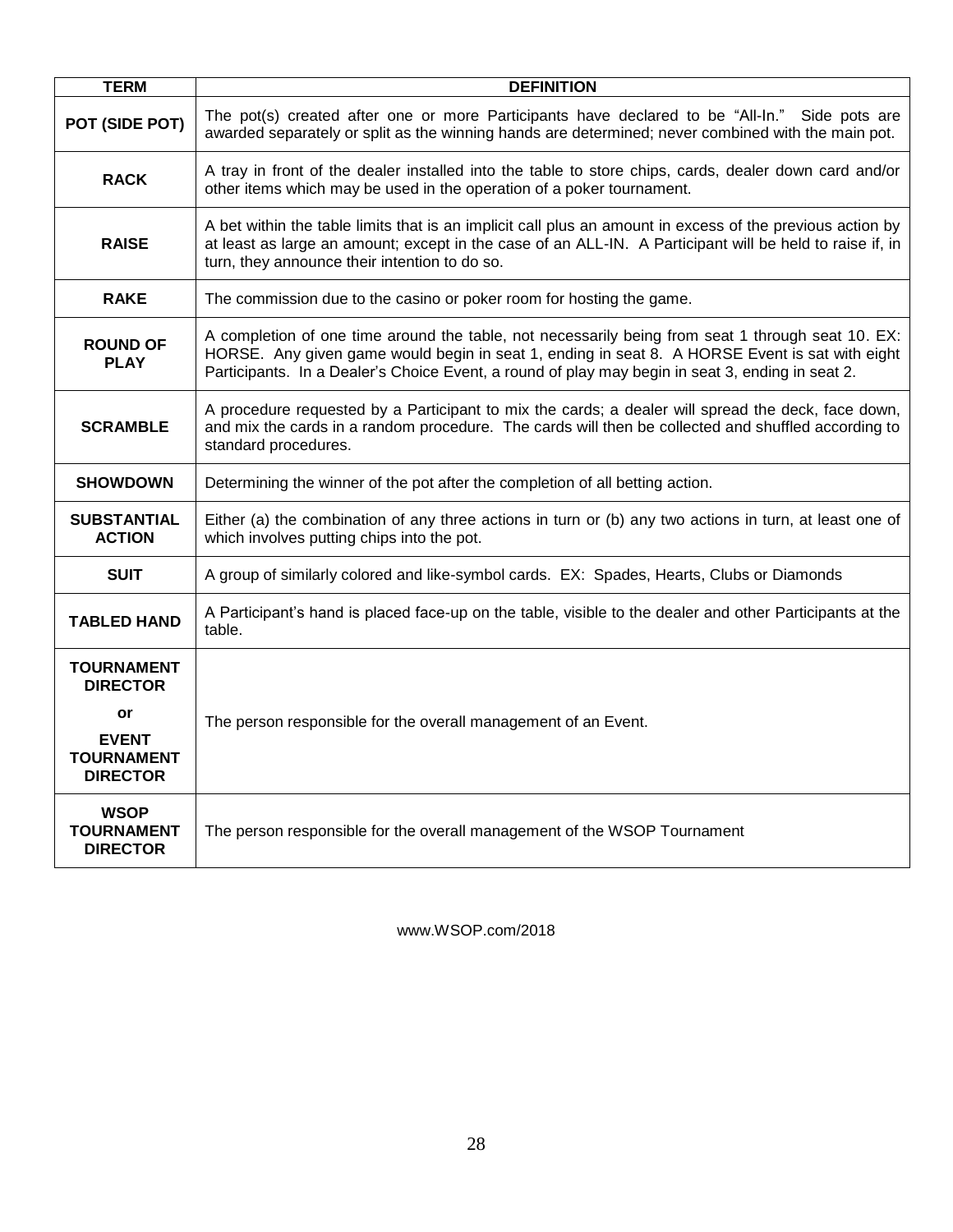| TERM | DEFINITION |
|---|---|
| **POT (SIDE POT)** | The pot(s) created after one or more Participants have declared to be "All-In." Side pots are awarded separately or split as the winning hands are determined; never combined with the main pot. |
| **RACK** | A tray in front of the dealer installed into the table to store chips, cards, dealer down card and/or other items which may be used in the operation of a poker tournament. |
| **RAISE** | A bet within the table limits that is an implicit call plus an amount in excess of the previous action by at least as large an amount; except in the case of an ALL-IN. A Participant will be held to raise if, in turn, they announce their intention to do so. |
| **RAKE** | The commission due to the casino or poker room for hosting the game. |
| **ROUND OF PLAY** | A completion of one time around the table, not necessarily being from seat 1 through seat 10. EX: HORSE. Any given game would begin in seat 1, ending in seat 8. A HORSE Event is sat with eight Participants. In a Dealer's Choice Event, a round of play may begin in seat 3, ending in seat 2. |
| **SCRAMBLE** | A procedure requested by a Participant to mix the cards; a dealer will spread the deck, face down, and mix the cards in a random procedure. The cards will then be collected and shuffled according to standard procedures. |
| **SHOWDOWN** | Determining the winner of the pot after the completion of all betting action. |
| **SUBSTANTIAL ACTION** | Either (a) the combination of any three actions in turn or (b) any two actions in turn, at least one of which involves putting chips into the pot. |
| **SUIT** | A group of similarly colored and like-symbol cards. EX: Spades, Hearts, Clubs or Diamonds |
| **TABLED HAND** | A Participant's hand is placed face-up on the table, visible to the dealer and other Participants at the table. |
| **TOURNAMENT DIRECTOR** or **EVENT TOURNAMENT DIRECTOR** | The person responsible for the overall management of an Event. |
| **WSOP TOURNAMENT DIRECTOR** | The person responsible for the overall management of the WSOP Tournament |

www.WSOP.com/2018